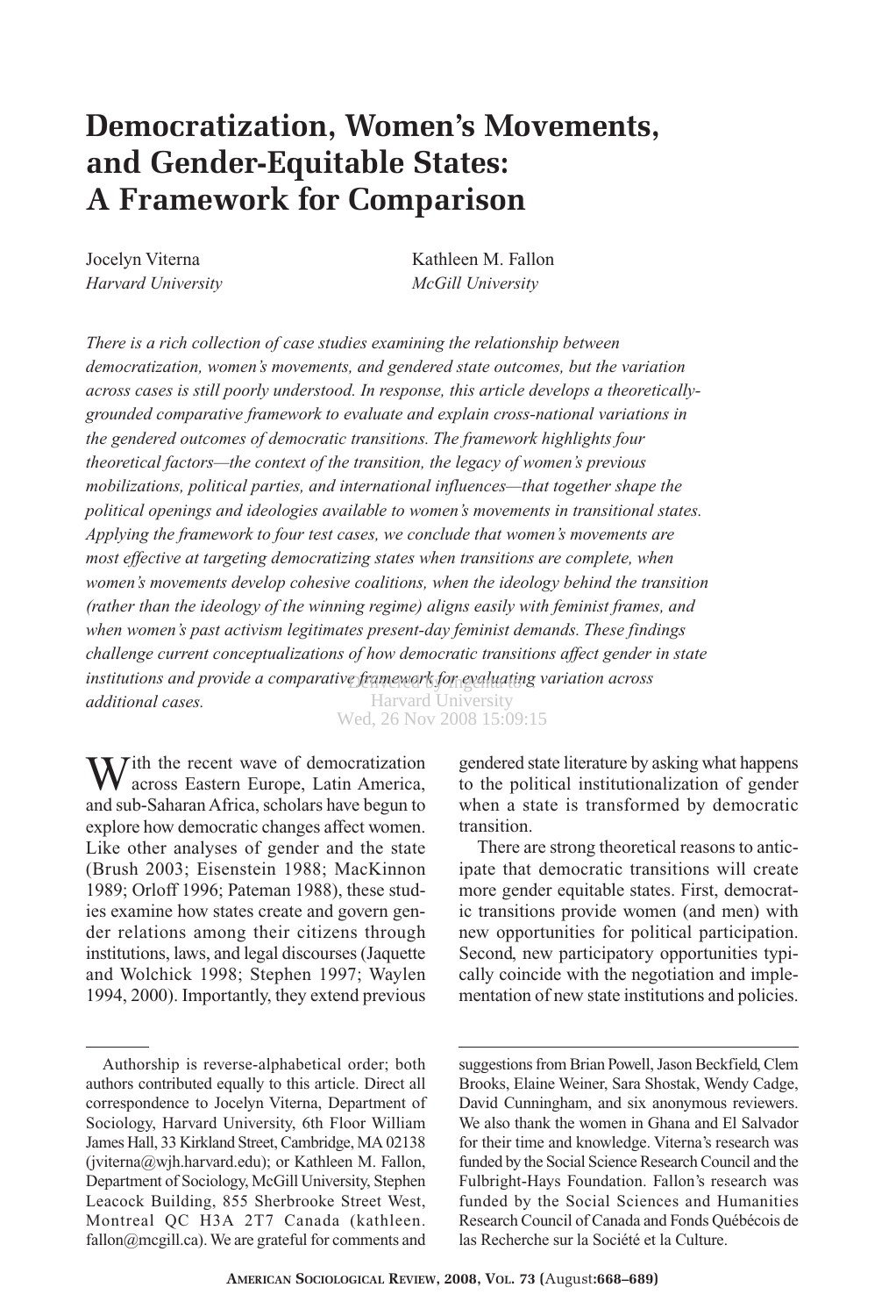# Democratization, Women's Movements, and Gender-Equitable States: A Framework for Comparison

Jocelyn Viterna
*Harvard University*

Kathleen M. Fallon
*McGill University*

*There is a rich collection of case studies examining the relationship between democratization, women's movements, and gendered state outcomes, but the variation across cases is still poorly understood. In response, this article develops a theoretically-grounded comparative framework to evaluate and explain cross-national variations in the gendered outcomes of democratic transitions. The framework highlights four theoretical factors—the context of the transition, the legacy of women's previous mobilizations, political parties, and international influences—that together shape the political openings and ideologies available to women's movements in transitional states. Applying the framework to four test cases, we conclude that women's movements are most effective at targeting democratizing states when transitions are complete, when women's movements develop cohesive coalitions, when the ideology behind the transition (rather than the ideology of the winning regime) aligns easily with feminist frames, and when women's past activism legitimates present-day feminist demands. These findings challenge current conceptualizations of how democratic transitions affect gender in state institutions and provide a comparative framework for evaluating variation across additional cases.*

With the recent wave of democratization across Eastern Europe, Latin America, and sub-Saharan Africa, scholars have begun to explore how democratic changes affect women. Like other analyses of gender and the state (Brush 2003; Eisenstein 1988; MacKinnon 1989; Orloff 1996; Pateman 1988), these studies examine how states create and govern gender relations among their citizens through institutions, laws, and legal discourses (Jaquette and Wolchick 1998; Stephen 1997; Waylen 1994, 2000). Importantly, they extend previous gendered state literature by asking what happens to the political institutionalization of gender when a state is transformed by democratic transition.

There are strong theoretical reasons to anticipate that democratic transitions will create more gender equitable states. First, democratic transitions provide women (and men) with new opportunities for political participation. Second, new participatory opportunities typically coincide with the negotiation and implementation of new state institutions and policies.

---

Authorship is reverse-alphabetical order; both authors contributed equally to this article. Direct all correspondence to Jocelyn Viterna, Department of Sociology, Harvard University, 6th Floor William James Hall, 33 Kirkland Street, Cambridge, MA 02138 (jviterna@wjh.harvard.edu); or Kathleen M. Fallon, Department of Sociology, McGill University, Stephen Leacock Building, 855 Sherbrooke Street West, Montreal QC H3A 2T7 Canada (kathleen.fallon@mcgill.ca). We are grateful for comments and suggestions from Brian Powell, Jason Beckfield, Clem Brooks, Elaine Weiner, Sara Shostak, Wendy Cadge, David Cunningham, and six anonymous reviewers. We also thank the women in Ghana and El Salvador for their time and knowledge. Viterna's research was funded by the Social Science Research Council and the Fulbright-Hays Foundation. Fallon's research was funded by the Social Sciences and Humanities Research Council of Canada and Fonds Québécois de las Recherche sur la Société et la Culture.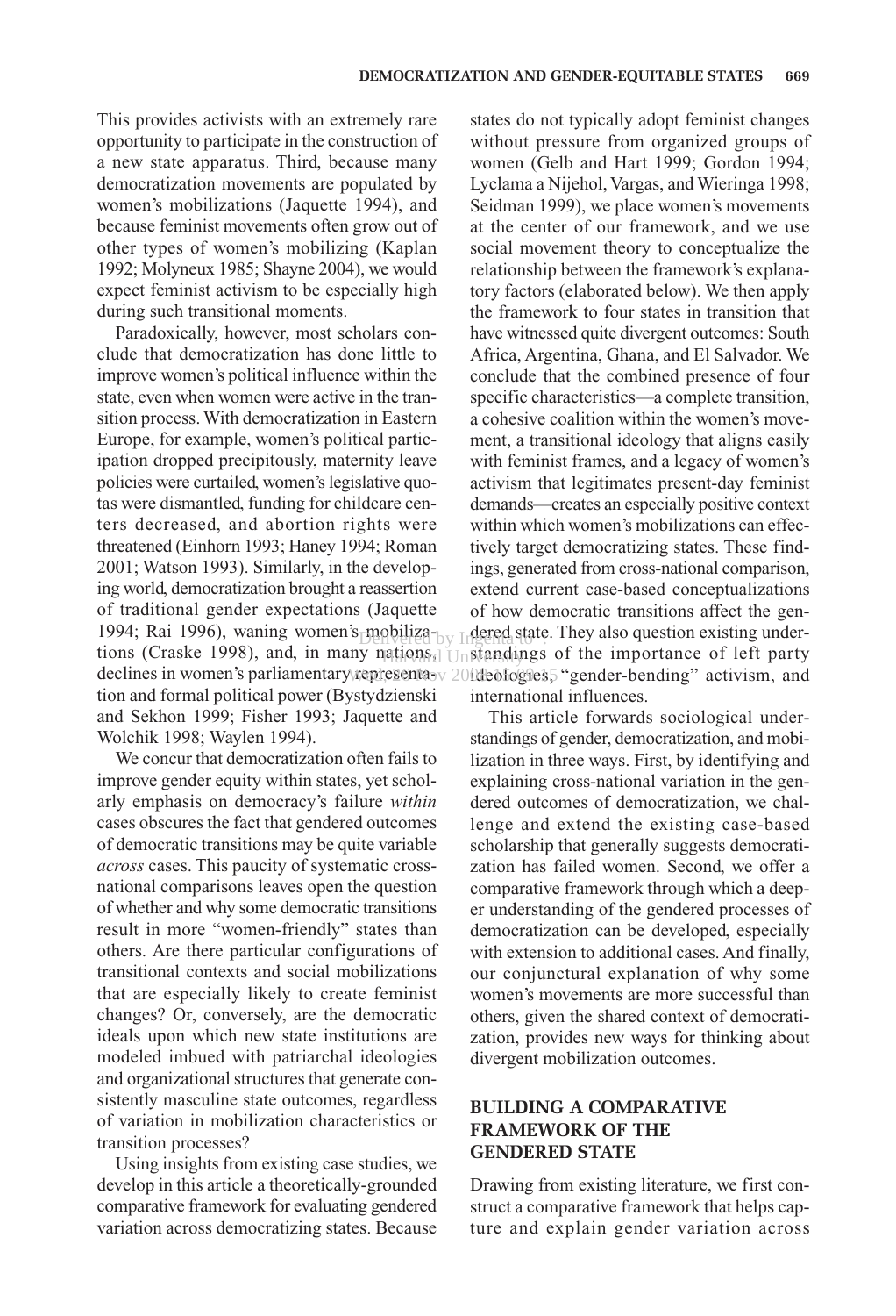This provides activists with an extremely rare opportunity to participate in the construction of a new state apparatus. Third, because many democratization movements are populated by women's mobilizations (Jaquette 1994), and because feminist movements often grow out of other types of women's mobilizing (Kaplan 1992; Molyneux 1985; Shayne 2004), we would expect feminist activism to be especially high during such transitional moments.

Paradoxically, however, most scholars conclude that democratization has done little to improve women's political influence within the state, even when women were active in the transition process. With democratization in Eastern Europe, for example, women's political participation dropped precipitously, maternity leave policies were curtailed, women's legislative quotas were dismantled, funding for childcare centers decreased, and abortion rights were threatened (Einhorn 1993; Haney 1994; Roman 2001; Watson 1993). Similarly, in the developing world, democratization brought a reassertion of traditional gender expectations (Jaquette 1994; Rai 1996), waning women's mobilizations (Craske 1998), and, in many nations, declines in women's parliamentary representation and formal political power (Bystydzienski and Sekhon 1999; Fisher 1993; Jaquette and Wolchik 1998; Waylen 1994).

We concur that democratization often fails to improve gender equity within states, yet scholarly emphasis on democracy's failure *within* cases obscures the fact that gendered outcomes of democratic transitions may be quite variable *across* cases. This paucity of systematic cross-national comparisons leaves open the question of whether and why some democratic transitions result in more "women-friendly" states than others. Are there particular configurations of transitional contexts and social mobilizations that are especially likely to create feminist changes? Or, conversely, are the democratic ideals upon which new state institutions are modeled imbued with patriarchal ideologies and organizational structures that generate consistently masculine state outcomes, regardless of variation in mobilization characteristics or transition processes?

Using insights from existing case studies, we develop in this article a theoretically-grounded comparative framework for evaluating gendered variation across democratizing states. Because states do not typically adopt feminist changes without pressure from organized groups of women (Gelb and Hart 1999; Gordon 1994; Lyclama a Nijehol, Vargas, and Wieringa 1998; Seidman 1999), we place women's movements at the center of our framework, and we use social movement theory to conceptualize the relationship between the framework's explanatory factors (elaborated below). We then apply the framework to four states in transition that have witnessed quite divergent outcomes: South Africa, Argentina, Ghana, and El Salvador. We conclude that the combined presence of four specific characteristics—a complete transition, a cohesive coalition within the women's movement, a transitional ideology that aligns easily with feminist frames, and a legacy of women's activism that legitimates present-day feminist demands—creates an especially positive context within which women's mobilizations can effectively target democratizing states. These findings, generated from cross-national comparison, extend current case-based conceptualizations of how democratic transitions affect the gendered state. They also question existing understandings of the importance of left party ideologies, "gender-bending" activism, and international influences.

This article forwards sociological understandings of gender, democratization, and mobilization in three ways. First, by identifying and explaining cross-national variation in the gendered outcomes of democratization, we challenge and extend the existing case-based scholarship that generally suggests democratization has failed women. Second, we offer a comparative framework through which a deeper understanding of the gendered processes of democratization can be developed, especially with extension to additional cases. And finally, our conjunctural explanation of why some women's movements are more successful than others, given the shared context of democratization, provides new ways for thinking about divergent mobilization outcomes.

## BUILDING A COMPARATIVE FRAMEWORK OF THE GENDERED STATE

Drawing from existing literature, we first construct a comparative framework that helps capture and explain gender variation across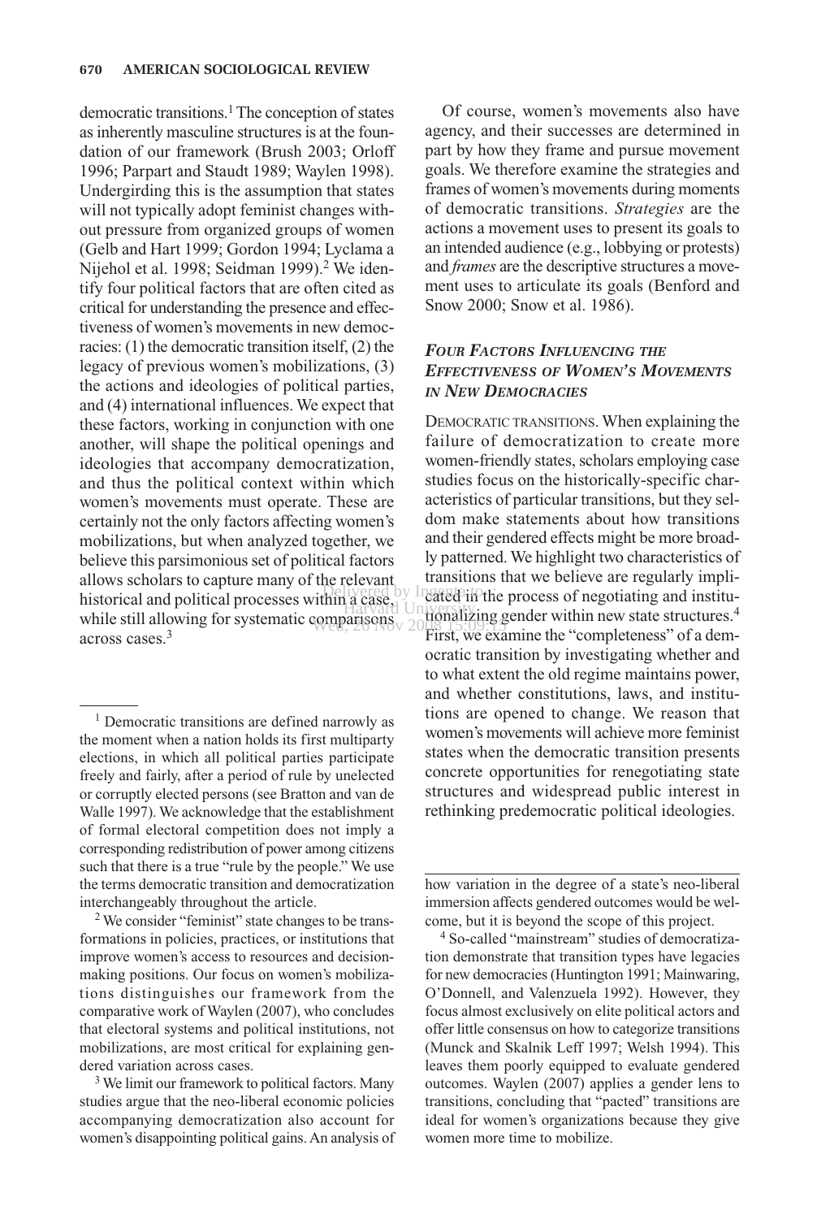democratic transitions.[1] The conception of states as inherently masculine structures is at the foundation of our framework (Brush 2003; Orloff 1996; Parpart and Staudt 1989; Waylen 1998). Undergirding this is the assumption that states will not typically adopt feminist changes without pressure from organized groups of women (Gelb and Hart 1999; Gordon 1994; Lyclama a Nijehol et al. 1998; Seidman 1999).[2] We identify four political factors that are often cited as critical for understanding the presence and effectiveness of women's movements in new democracies: (1) the democratic transition itself, (2) the legacy of previous women's mobilizations, (3) the actions and ideologies of political parties, and (4) international influences. We expect that these factors, working in conjunction with one another, will shape the political openings and ideologies that accompany democratization, and thus the political context within which women's movements must operate. These are certainly not the only factors affecting women's mobilizations, but when analyzed together, we believe this parsimonious set of political factors allows scholars to capture many of the relevant historical and political processes within a case, while still allowing for systematic comparisons across cases.[3]

Of course, women's movements also have agency, and their successes are determined in part by how they frame and pursue movement goals. We therefore examine the strategies and frames of women's movements during moments of democratic transitions. *Strategies* are the actions a movement uses to present its goals to an intended audience (e.g., lobbying or protests) and *frames* are the descriptive structures a movement uses to articulate its goals (Benford and Snow 2000; Snow et al. 1986).

### *Four Factors Influencing the Effectiveness of Women's Movements in New Democracies*

DEMOCRATIC TRANSITIONS. When explaining the failure of democratization to create more women-friendly states, scholars employing case studies focus on the historically-specific characteristics of particular transitions, but they seldom make statements about how transitions and their gendered effects might be more broadly patterned. We highlight two characteristics of transitions that we believe are regularly implicated in the process of negotiating and institutionalizing gender within new state structures.[4] First, we examine the "completeness" of a democratic transition by investigating whether and to what extent the old regime maintains power, and whether constitutions, laws, and institutions are opened to change. We reason that women's movements will achieve more feminist states when the democratic transition presents concrete opportunities for renegotiating state structures and widespread public interest in rethinking predemocratic political ideologies.

---

[1] Democratic transitions are defined narrowly as the moment when a nation holds its first multiparty elections, in which all political parties participate freely and fairly, after a period of rule by unelected or corruptly elected persons (see Bratton and van de Walle 1997). We acknowledge that the establishment of formal electoral competition does not imply a corresponding redistribution of power among citizens such that there is a true "rule by the people." We use the terms democratic transition and democratization interchangeably throughout the article.

[2] We consider "feminist" state changes to be transformations in policies, practices, or institutions that improve women's access to resources and decision-making positions. Our focus on women's mobilizations distinguishes our framework from the comparative work of Waylen (2007), who concludes that electoral systems and political institutions, not mobilizations, are most critical for explaining gendered variation across cases.

[3] We limit our framework to political factors. Many studies argue that the neo-liberal economic policies accompanying democratization also account for women's disappointing political gains. An analysis of how variation in the degree of a state's neo-liberal immersion affects gendered outcomes would be welcome, but it is beyond the scope of this project.

[4] So-called "mainstream" studies of democratization demonstrate that transition types have legacies for new democracies (Huntington 1991; Mainwaring, O'Donnell, and Valenzuela 1992). However, they focus almost exclusively on elite political actors and offer little consensus on how to categorize transitions (Munck and Skalnik Leff 1997; Welsh 1994). This leaves them poorly equipped to evaluate gendered outcomes. Waylen (2007) applies a gender lens to transitions, concluding that "pacted" transitions are ideal for women's organizations because they give women more time to mobilize.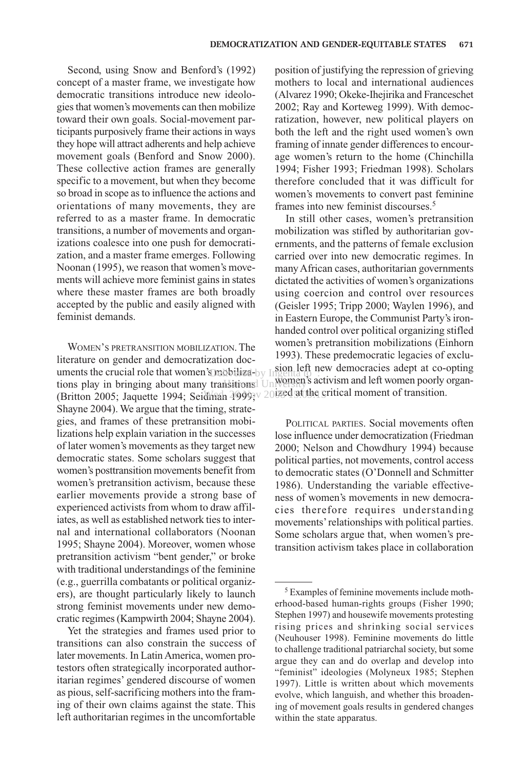Second, using Snow and Benford's (1992) concept of a master frame, we investigate how democratic transitions introduce new ideologies that women's movements can then mobilize toward their own goals. Social-movement participants purposively frame their actions in ways they hope will attract adherents and help achieve movement goals (Benford and Snow 2000). These collective action frames are generally specific to a movement, but when they become so broad in scope as to influence the actions and orientations of many movements, they are referred to as a master frame. In democratic transitions, a number of movements and organizations coalesce into one push for democratization, and a master frame emerges. Following Noonan (1995), we reason that women's movements will achieve more feminist gains in states where these master frames are both broadly accepted by the public and easily aligned with feminist demands.

WOMEN'S PRETRANSITION MOBILIZATION. The literature on gender and democratization documents the crucial role that women's mobilizations play in bringing about many transitions (Britton 2005; Jaquette 1994; Seidman 1999; Shayne 2004). We argue that the timing, strategies, and frames of these pretransition mobilizations help explain variation in the successes of later women's movements as they target new democratic states. Some scholars suggest that women's posttransition movements benefit from women's pretransition activism, because these earlier movements provide a strong base of experienced activists from whom to draw affiliates, as well as established network ties to internal and international collaborators (Noonan 1995; Shayne 2004). Moreover, women whose pretransition activism "bent gender," or broke with traditional understandings of the feminine (e.g., guerrilla combatants or political organizers), are thought particularly likely to launch strong feminist movements under new democratic regimes (Kampwirth 2004; Shayne 2004).

Yet the strategies and frames used prior to transitions can also constrain the success of later movements. In Latin America, women protestors often strategically incorporated authoritarian regimes' gendered discourse of women as pious, self-sacrificing mothers into the framing of their own claims against the state. This left authoritarian regimes in the uncomfortable position of justifying the repression of grieving mothers to local and international audiences (Alvarez 1990; Okeke-Ihejirika and Franceschet 2002; Ray and Korteweg 1999). With democratization, however, new political players on both the left and the right used women's own framing of innate gender differences to encourage women's return to the home (Chinchilla 1994; Fisher 1993; Friedman 1998). Scholars therefore concluded that it was difficult for women's movements to convert past feminine frames into new feminist discourses.[5]

In still other cases, women's pretransition mobilization was stifled by authoritarian governments, and the patterns of female exclusion carried over into new democratic regimes. In many African cases, authoritarian governments dictated the activities of women's organizations using coercion and control over resources (Geisler 1995; Tripp 2000; Waylen 1996), and in Eastern Europe, the Communist Party's iron-handed control over political organizing stifled women's pretransition mobilizations (Einhorn 1993). These predemocratic legacies of exclusion left new democracies adept at co-opting women's activism and left women poorly organized at the critical moment of transition.

POLITICAL PARTIES. Social movements often lose influence under democratization (Friedman 2000; Nelson and Chowdhury 1994) because political parties, not movements, control access to democratic states (O'Donnell and Schmitter 1986). Understanding the variable effectiveness of women's movements in new democracies therefore requires understanding movements' relationships with political parties. Some scholars argue that, when women's pretransition activism takes place in collaboration

[5] Examples of feminine movements include motherhood-based human-rights groups (Fisher 1990; Stephen 1997) and housewife movements protesting rising prices and shrinking social services (Neuhouser 1998). Feminine movements do little to challenge traditional patriarchal society, but some argue they can and do overlap and develop into "feminist" ideologies (Molyneux 1985; Stephen 1997). Little is written about which movements evolve, which languish, and whether this broadening of movement goals results in gendered changes within the state apparatus.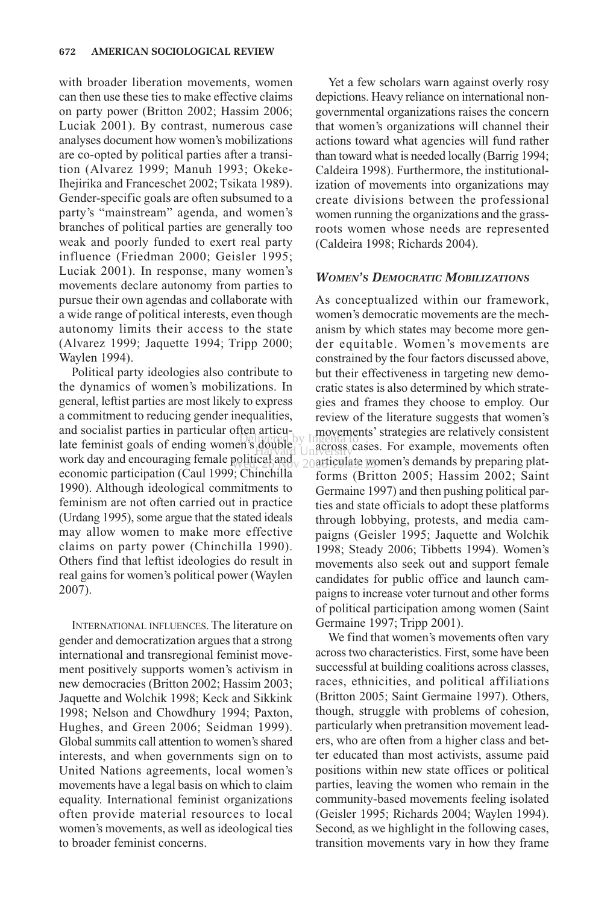with broader liberation movements, women can then use these ties to make effective claims on party power (Britton 2002; Hassim 2006; Luciak 2001). By contrast, numerous case analyses document how women's mobilizations are co-opted by political parties after a transition (Alvarez 1999; Manuh 1993; Okeke-Ihejirika and Franceschet 2002; Tsikata 1989). Gender-specific goals are often subsumed to a party's "mainstream" agenda, and women's branches of political parties are generally too weak and poorly funded to exert real party influence (Friedman 2000; Geisler 1995; Luciak 2001). In response, many women's movements declare autonomy from parties to pursue their own agendas and collaborate with a wide range of political interests, even though autonomy limits their access to the state (Alvarez 1999; Jaquette 1994; Tripp 2000; Waylen 1994).

Political party ideologies also contribute to the dynamics of women's mobilizations. In general, leftist parties are most likely to express a commitment to reducing gender inequalities, and socialist parties in particular often articulate feminist goals of ending women's double work day and encouraging female political and economic participation (Caul 1999; Chinchilla 1990). Although ideological commitments to feminism are not often carried out in practice (Urdang 1995), some argue that the stated ideals may allow women to make more effective claims on party power (Chinchilla 1990). Others find that leftist ideologies do result in real gains for women's political power (Waylen 2007).

INTERNATIONAL INFLUENCES. The literature on gender and democratization argues that a strong international and transregional feminist movement positively supports women's activism in new democracies (Britton 2002; Hassim 2003; Jaquette and Wolchik 1998; Keck and Sikkink 1998; Nelson and Chowdhury 1994; Paxton, Hughes, and Green 2006; Seidman 1999). Global summits call attention to women's shared interests, and when governments sign on to United Nations agreements, local women's movements have a legal basis on which to claim equality. International feminist organizations often provide material resources to local women's movements, as well as ideological ties to broader feminist concerns.

Yet a few scholars warn against overly rosy depictions. Heavy reliance on international nongovernmental organizations raises the concern that women's organizations will channel their actions toward what agencies will fund rather than toward what is needed locally (Barrig 1994; Caldeira 1998). Furthermore, the institutionalization of movements into organizations may create divisions between the professional women running the organizations and the grassroots women whose needs are represented (Caldeira 1998; Richards 2004).

### *WOMEN'S DEMOCRATIC MOBILIZATIONS*

As conceptualized within our framework, women's democratic movements are the mechanism by which states may become more gender equitable. Women's movements are constrained by the four factors discussed above, but their effectiveness in targeting new democratic states is also determined by which strategies and frames they choose to employ. Our review of the literature suggests that women's movements' strategies are relatively consistent across cases. For example, movements often articulate women's demands by preparing platforms (Britton 2005; Hassim 2002; Saint Germaine 1997) and then pushing political parties and state officials to adopt these platforms through lobbying, protests, and media campaigns (Geisler 1995; Jaquette and Wolchik 1998; Steady 2006; Tibbetts 1994). Women's movements also seek out and support female candidates for public office and launch campaigns to increase voter turnout and other forms of political participation among women (Saint Germaine 1997; Tripp 2001).

We find that women's movements often vary across two characteristics. First, some have been successful at building coalitions across classes, races, ethnicities, and political affiliations (Britton 2005; Saint Germaine 1997). Others, though, struggle with problems of cohesion, particularly when pretransition movement leaders, who are often from a higher class and better educated than most activists, assume paid positions within new state offices or political parties, leaving the women who remain in the community-based movements feeling isolated (Geisler 1995; Richards 2004; Waylen 1994). Second, as we highlight in the following cases, transition movements vary in how they frame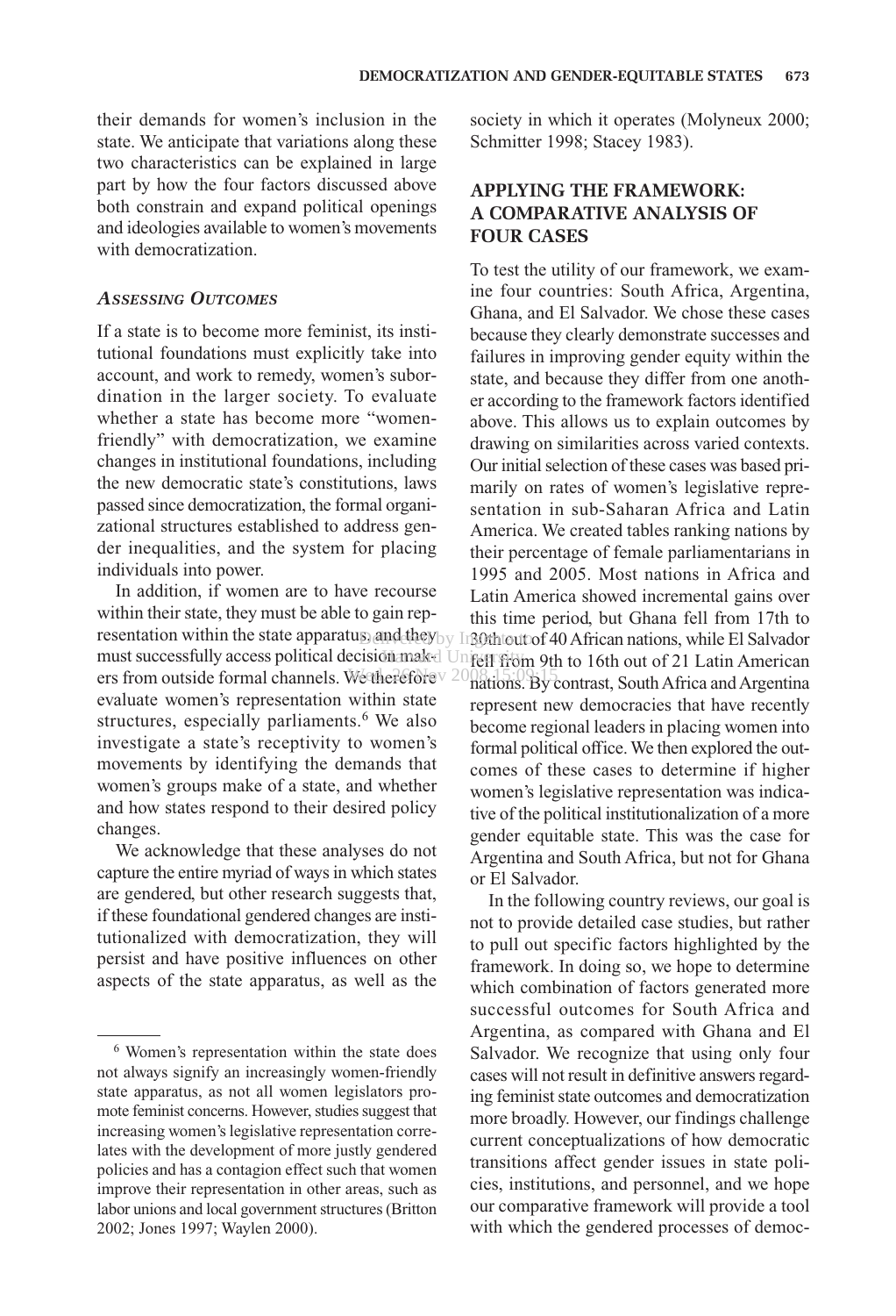their demands for women's inclusion in the state. We anticipate that variations along these two characteristics can be explained in large part by how the four factors discussed above both constrain and expand political openings and ideologies available to women's movements with democratization.

### *ASSESSING OUTCOMES*

If a state is to become more feminist, its institutional foundations must explicitly take into account, and work to remedy, women's subordination in the larger society. To evaluate whether a state has become more "women-friendly" with democratization, we examine changes in institutional foundations, including the new democratic state's constitutions, laws passed since democratization, the formal organizational structures established to address gender inequalities, and the system for placing individuals into power.

In addition, if women are to have recourse within their state, they must be able to gain representation within the state apparatus, and they must successfully access political decision makers from outside formal channels. We therefore evaluate women's representation within state structures, especially parliaments.[6] We also investigate a state's receptivity to women's movements by identifying the demands that women's groups make of a state, and whether and how states respond to their desired policy changes.

We acknowledge that these analyses do not capture the entire myriad of ways in which states are gendered, but other research suggests that, if these foundational gendered changes are institutionalized with democratization, they will persist and have positive influences on other aspects of the state apparatus, as well as the society in which it operates (Molyneux 2000; Schmitter 1998; Stacey 1983).

## APPLYING THE FRAMEWORK: A COMPARATIVE ANALYSIS OF FOUR CASES

To test the utility of our framework, we examine four countries: South Africa, Argentina, Ghana, and El Salvador. We chose these cases because they clearly demonstrate successes and failures in improving gender equity within the state, and because they differ from one another according to the framework factors identified above. This allows us to explain outcomes by drawing on similarities across varied contexts. Our initial selection of these cases was based primarily on rates of women's legislative representation in sub-Saharan Africa and Latin America. We created tables ranking nations by their percentage of female parliamentarians in 1995 and 2005. Most nations in Africa and Latin America showed incremental gains over this time period, but Ghana fell from 17th to 30th out of 40 African nations, while El Salvador fell from 9th to 16th out of 21 Latin American nations. By contrast, South Africa and Argentina represent new democracies that have recently become regional leaders in placing women into formal political office. We then explored the outcomes of these cases to determine if higher women's legislative representation was indicative of the political institutionalization of a more gender equitable state. This was the case for Argentina and South Africa, but not for Ghana or El Salvador.

In the following country reviews, our goal is not to provide detailed case studies, but rather to pull out specific factors highlighted by the framework. In doing so, we hope to determine which combination of factors generated more successful outcomes for South Africa and Argentina, as compared with Ghana and El Salvador. We recognize that using only four cases will not result in definitive answers regarding feminist state outcomes and democratization more broadly. However, our findings challenge current conceptualizations of how democratic transitions affect gender issues in state policies, institutions, and personnel, and we hope our comparative framework will provide a tool with which the gendered processes of democ-

[6] Women's representation within the state does not always signify an increasingly women-friendly state apparatus, as not all women legislators promote feminist concerns. However, studies suggest that increasing women's legislative representation correlates with the development of more justly gendered policies and has a contagion effect such that women improve their representation in other areas, such as labor unions and local government structures (Britton 2002; Jones 1997; Waylen 2000).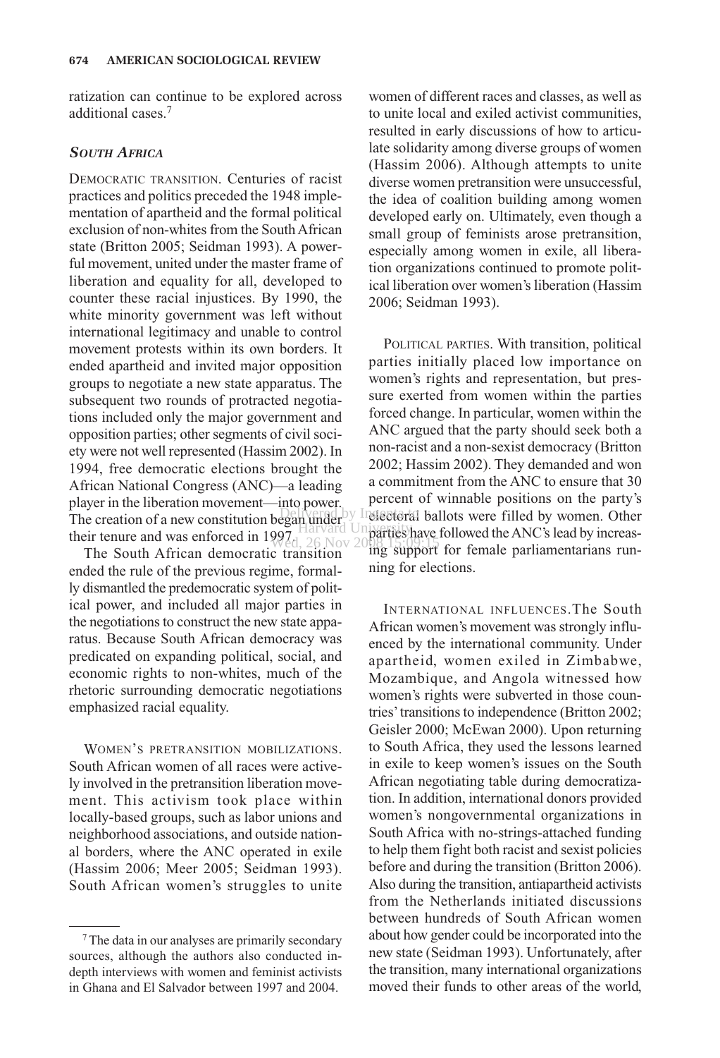ratization can continue to be explored across additional cases.[7]

### *SOUTH AFRICA*

DEMOCRATIC TRANSITION. Centuries of racist practices and politics preceded the 1948 implementation of apartheid and the formal political exclusion of non-whites from the South African state (Britton 2005; Seidman 1993). A powerful movement, united under the master frame of liberation and equality for all, developed to counter these racial injustices. By 1990, the white minority government was left without international legitimacy and unable to control movement protests within its own borders. It ended apartheid and invited major opposition groups to negotiate a new state apparatus. The subsequent two rounds of protracted negotiations included only the major government and opposition parties; other segments of civil society were not well represented (Hassim 2002). In 1994, free democratic elections brought the African National Congress (ANC)—a leading player in the liberation movement—into power. The creation of a new constitution began under their tenure and was enforced in 1997.

The South African democratic transition ended the rule of the previous regime, formally dismantled the predemocratic system of political power, and included all major parties in the negotiations to construct the new state apparatus. Because South African democracy was predicated on expanding political, social, and economic rights to non-whites, much of the rhetoric surrounding democratic negotiations emphasized racial equality.

WOMEN'S PRETRANSITION MOBILIZATIONS. South African women of all races were actively involved in the pretransition liberation movement. This activism took place within locally-based groups, such as labor unions and neighborhood associations, and outside national borders, where the ANC operated in exile (Hassim 2006; Meer 2005; Seidman 1993). South African women's struggles to unite women of different races and classes, as well as to unite local and exiled activist communities, resulted in early discussions of how to articulate solidarity among diverse groups of women (Hassim 2006). Although attempts to unite diverse women pretransition were unsuccessful, the idea of coalition building among women developed early on. Ultimately, even though a small group of feminists arose pretransition, especially among women in exile, all liberation organizations continued to promote political liberation over women's liberation (Hassim 2006; Seidman 1993).

POLITICAL PARTIES. With transition, political parties initially placed low importance on women's rights and representation, but pressure exerted from women within the parties forced change. In particular, women within the ANC argued that the party should seek both a non-racist and a non-sexist democracy (Britton 2002; Hassim 2002). They demanded and won a commitment from the ANC to ensure that 30 percent of winnable positions on the party's electoral ballots were filled by women. Other parties have followed the ANC's lead by increasing support for female parliamentarians running for elections.

INTERNATIONAL INFLUENCES. The South African women's movement was strongly influenced by the international community. Under apartheid, women exiled in Zimbabwe, Mozambique, and Angola witnessed how women's rights were subverted in those countries' transitions to independence (Britton 2002; Geisler 2000; McEwan 2000). Upon returning to South Africa, they used the lessons learned in exile to keep women's issues on the South African negotiating table during democratization. In addition, international donors provided women's nongovernmental organizations in South Africa with no-strings-attached funding to help them fight both racist and sexist policies before and during the transition (Britton 2006). Also during the transition, antiapartheid activists from the Netherlands initiated discussions between hundreds of South African women about how gender could be incorporated into the new state (Seidman 1993). Unfortunately, after the transition, many international organizations moved their funds to other areas of the world,

[7] The data in our analyses are primarily secondary sources, although the authors also conducted in-depth interviews with women and feminist activists in Ghana and El Salvador between 1997 and 2004.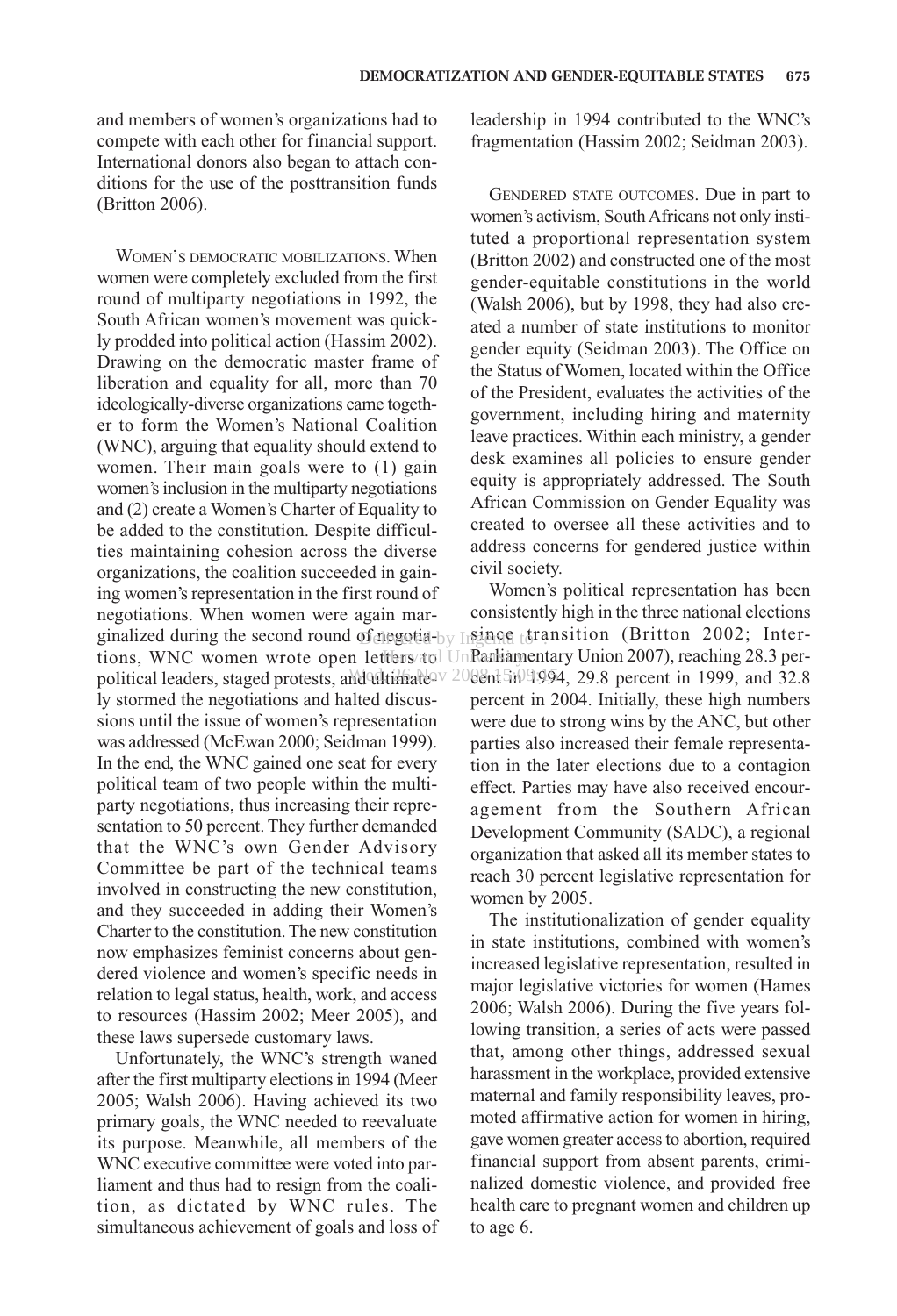and members of women's organizations had to compete with each other for financial support. International donors also began to attach conditions for the use of the posttransition funds (Britton 2006).

WOMEN'S DEMOCRATIC MOBILIZATIONS. When women were completely excluded from the first round of multiparty negotiations in 1992, the South African women's movement was quickly prodded into political action (Hassim 2002). Drawing on the democratic master frame of liberation and equality for all, more than 70 ideologically-diverse organizations came together to form the Women's National Coalition (WNC), arguing that equality should extend to women. Their main goals were to (1) gain women's inclusion in the multiparty negotiations and (2) create a Women's Charter of Equality to be added to the constitution. Despite difficulties maintaining cohesion across the diverse organizations, the coalition succeeded in gaining women's representation in the first round of negotiations. When women were again marginalized during the second round of negotiations, WNC women wrote open letters to political leaders, staged protests, and ultimately stormed the negotiations and halted discussions until the issue of women's representation was addressed (McEwan 2000; Seidman 1999). In the end, the WNC gained one seat for every political team of two people within the multiparty negotiations, thus increasing their representation to 50 percent. They further demanded that the WNC's own Gender Advisory Committee be part of the technical teams involved in constructing the new constitution, and they succeeded in adding their Women's Charter to the constitution. The new constitution now emphasizes feminist concerns about gendered violence and women's specific needs in relation to legal status, health, work, and access to resources (Hassim 2002; Meer 2005), and these laws supersede customary laws.

Unfortunately, the WNC's strength waned after the first multiparty elections in 1994 (Meer 2005; Walsh 2006). Having achieved its two primary goals, the WNC needed to reevaluate its purpose. Meanwhile, all members of the WNC executive committee were voted into parliament and thus had to resign from the coalition, as dictated by WNC rules. The simultaneous achievement of goals and loss of leadership in 1994 contributed to the WNC's fragmentation (Hassim 2002; Seidman 2003).

GENDERED STATE OUTCOMES. Due in part to women's activism, South Africans not only instituted a proportional representation system (Britton 2002) and constructed one of the most gender-equitable constitutions in the world (Walsh 2006), but by 1998, they had also created a number of state institutions to monitor gender equity (Seidman 2003). The Office on the Status of Women, located within the Office of the President, evaluates the activities of the government, including hiring and maternity leave practices. Within each ministry, a gender desk examines all policies to ensure gender equity is appropriately addressed. The South African Commission on Gender Equality was created to oversee all these activities and to address concerns for gendered justice within civil society.

Women's political representation has been consistently high in the three national elections since transition (Britton 2002; Inter-Parliamentary Union 2007), reaching 28.3 percent in 1994, 29.8 percent in 1999, and 32.8 percent in 2004. Initially, these high numbers were due to strong wins by the ANC, but other parties also increased their female representation in the later elections due to a contagion effect. Parties may have also received encouragement from the Southern African Development Community (SADC), a regional organization that asked all its member states to reach 30 percent legislative representation for women by 2005.

The institutionalization of gender equality in state institutions, combined with women's increased legislative representation, resulted in major legislative victories for women (Hames 2006; Walsh 2006). During the five years following transition, a series of acts were passed that, among other things, addressed sexual harassment in the workplace, provided extensive maternal and family responsibility leaves, promoted affirmative action for women in hiring, gave women greater access to abortion, required financial support from absent parents, criminalized domestic violence, and provided free health care to pregnant women and children up to age 6.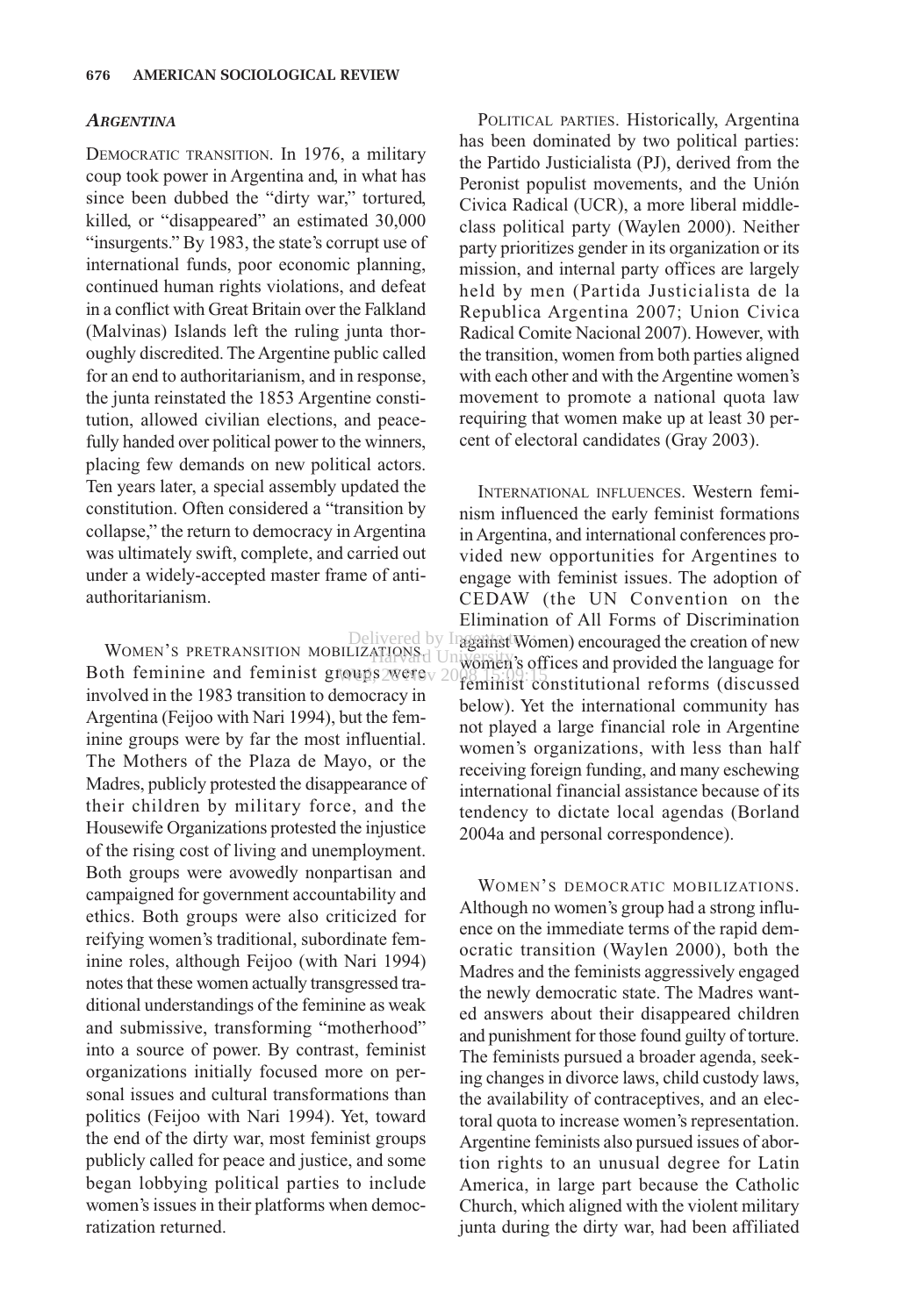### *ARGENTINA*

DEMOCRATIC TRANSITION. In 1976, a military coup took power in Argentina and, in what has since been dubbed the "dirty war," tortured, killed, or "disappeared" an estimated 30,000 "insurgents." By 1983, the state's corrupt use of international funds, poor economic planning, continued human rights violations, and defeat in a conflict with Great Britain over the Falkland (Malvinas) Islands left the ruling junta thoroughly discredited. The Argentine public called for an end to authoritarianism, and in response, the junta reinstated the 1853 Argentine constitution, allowed civilian elections, and peacefully handed over political power to the winners, placing few demands on new political actors. Ten years later, a special assembly updated the constitution. Often considered a "transition by collapse," the return to democracy in Argentina was ultimately swift, complete, and carried out under a widely-accepted master frame of anti-authoritarianism.

WOMEN'S PRETRANSITION MOBILIZATIONS. Both feminine and feminist groups were involved in the 1983 transition to democracy in Argentina (Feijoo with Nari 1994), but the feminine groups were by far the most influential. The Mothers of the Plaza de Mayo, or the Madres, publicly protested the disappearance of their children by military force, and the Housewife Organizations protested the injustice of the rising cost of living and unemployment. Both groups were avowedly nonpartisan and campaigned for government accountability and ethics. Both groups were also criticized for reifying women's traditional, subordinate feminine roles, although Feijoo (with Nari 1994) notes that these women actually transgressed traditional understandings of the feminine as weak and submissive, transforming "motherhood" into a source of power. By contrast, feminist organizations initially focused more on personal issues and cultural transformations than politics (Feijoo with Nari 1994). Yet, toward the end of the dirty war, most feminist groups publicly called for peace and justice, and some began lobbying political parties to include women's issues in their platforms when democratization returned.

POLITICAL PARTIES. Historically, Argentina has been dominated by two political parties: the Partido Justicialista (PJ), derived from the Peronist populist movements, and the Unión Civica Radical (UCR), a more liberal middle-class political party (Waylen 2000). Neither party prioritizes gender in its organization or its mission, and internal party offices are largely held by men (Partida Justicialista de la Republica Argentina 2007; Union Civica Radical Comite Nacional 2007). However, with the transition, women from both parties aligned with each other and with the Argentine women's movement to promote a national quota law requiring that women make up at least 30 percent of electoral candidates (Gray 2003).

INTERNATIONAL INFLUENCES. Western feminism influenced the early feminist formations in Argentina, and international conferences provided new opportunities for Argentines to engage with feminist issues. The adoption of CEDAW (the UN Convention on the Elimination of All Forms of Discrimination against Women) encouraged the creation of new women's offices and provided the language for feminist constitutional reforms (discussed below). Yet the international community has not played a large financial role in Argentine women's organizations, with less than half receiving foreign funding, and many eschewing international financial assistance because of its tendency to dictate local agendas (Borland 2004a and personal correspondence).

WOMEN'S DEMOCRATIC MOBILIZATIONS. Although no women's group had a strong influence on the immediate terms of the rapid democratic transition (Waylen 2000), both the Madres and the feminists aggressively engaged the newly democratic state. The Madres wanted answers about their disappeared children and punishment for those found guilty of torture. The feminists pursued a broader agenda, seeking changes in divorce laws, child custody laws, the availability of contraceptives, and an electoral quota to increase women's representation. Argentine feminists also pursued issues of abortion rights to an unusual degree for Latin America, in large part because the Catholic Church, which aligned with the violent military junta during the dirty war, had been affiliated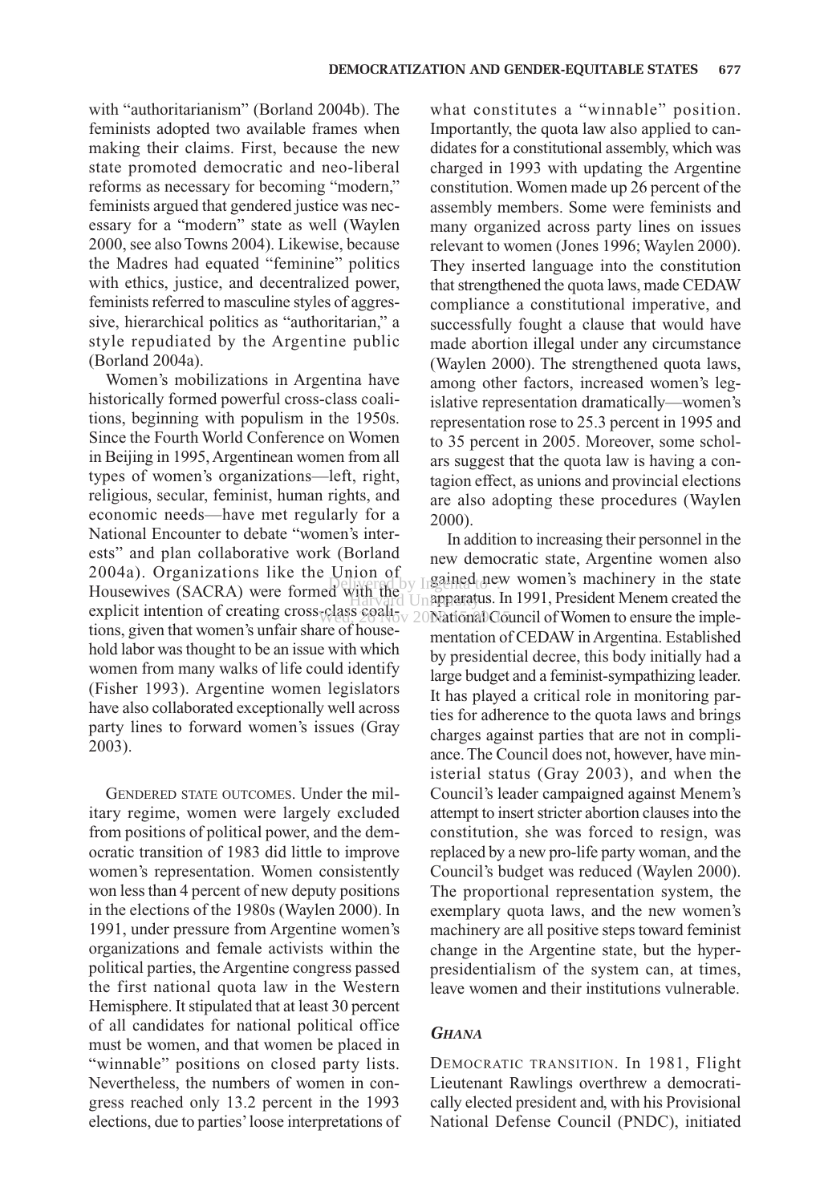with "authoritarianism" (Borland 2004b). The feminists adopted two available frames when making their claims. First, because the new state promoted democratic and neo-liberal reforms as necessary for becoming "modern," feminists argued that gendered justice was necessary for a "modern" state as well (Waylen 2000, see also Towns 2004). Likewise, because the Madres had equated "feminine" politics with ethics, justice, and decentralized power, feminists referred to masculine styles of aggressive, hierarchical politics as "authoritarian," a style repudiated by the Argentine public (Borland 2004a).

Women's mobilizations in Argentina have historically formed powerful cross-class coalitions, beginning with populism in the 1950s. Since the Fourth World Conference on Women in Beijing in 1995, Argentinean women from all types of women's organizations—left, right, religious, secular, feminist, human rights, and economic needs—have met regularly for a National Encounter to debate "women's interests" and plan collaborative work (Borland 2004a). Organizations like the Union of Housewives (SACRA) were formed with the explicit intention of creating cross-class coalitions, given that women's unfair share of household labor was thought to be an issue with which women from many walks of life could identify (Fisher 1993). Argentine women legislators have also collaborated exceptionally well across party lines to forward women's issues (Gray 2003).

GENDERED STATE OUTCOMES. Under the military regime, women were largely excluded from positions of political power, and the democratic transition of 1983 did little to improve women's representation. Women consistently won less than 4 percent of new deputy positions in the elections of the 1980s (Waylen 2000). In 1991, under pressure from Argentine women's organizations and female activists within the political parties, the Argentine congress passed the first national quota law in the Western Hemisphere. It stipulated that at least 30 percent of all candidates for national political office must be women, and that women be placed in "winnable" positions on closed party lists. Nevertheless, the numbers of women in congress reached only 13.2 percent in the 1993 elections, due to parties' loose interpretations of what constitutes a "winnable" position. Importantly, the quota law also applied to candidates for a constitutional assembly, which was charged in 1993 with updating the Argentine constitution. Women made up 26 percent of the assembly members. Some were feminists and many organized across party lines on issues relevant to women (Jones 1996; Waylen 2000). They inserted language into the constitution that strengthened the quota laws, made CEDAW compliance a constitutional imperative, and successfully fought a clause that would have made abortion illegal under any circumstance (Waylen 2000). The strengthened quota laws, among other factors, increased women's legislative representation dramatically—women's representation rose to 25.3 percent in 1995 and to 35 percent in 2005. Moreover, some scholars suggest that the quota law is having a contagion effect, as unions and provincial elections are also adopting these procedures (Waylen 2000).

In addition to increasing their personnel in the new democratic state, Argentine women also gained new women's machinery in the state apparatus. In 1991, President Menem created the National Council of Women to ensure the implementation of CEDAW in Argentina. Established by presidential decree, this body initially had a large budget and a feminist-sympathizing leader. It has played a critical role in monitoring parties for adherence to the quota laws and brings charges against parties that are not in compliance. The Council does not, however, have ministerial status (Gray 2003), and when the Council's leader campaigned against Menem's attempt to insert stricter abortion clauses into the constitution, she was forced to resign, was replaced by a new pro-life party woman, and the Council's budget was reduced (Waylen 2000). The proportional representation system, the exemplary quota laws, and the new women's machinery are all positive steps toward feminist change in the Argentine state, but the hyper-presidentialism of the system can, at times, leave women and their institutions vulnerable.

### *GHANA*

DEMOCRATIC TRANSITION. In 1981, Flight Lieutenant Rawlings overthrew a democratically elected president and, with his Provisional National Defense Council (PNDC), initiated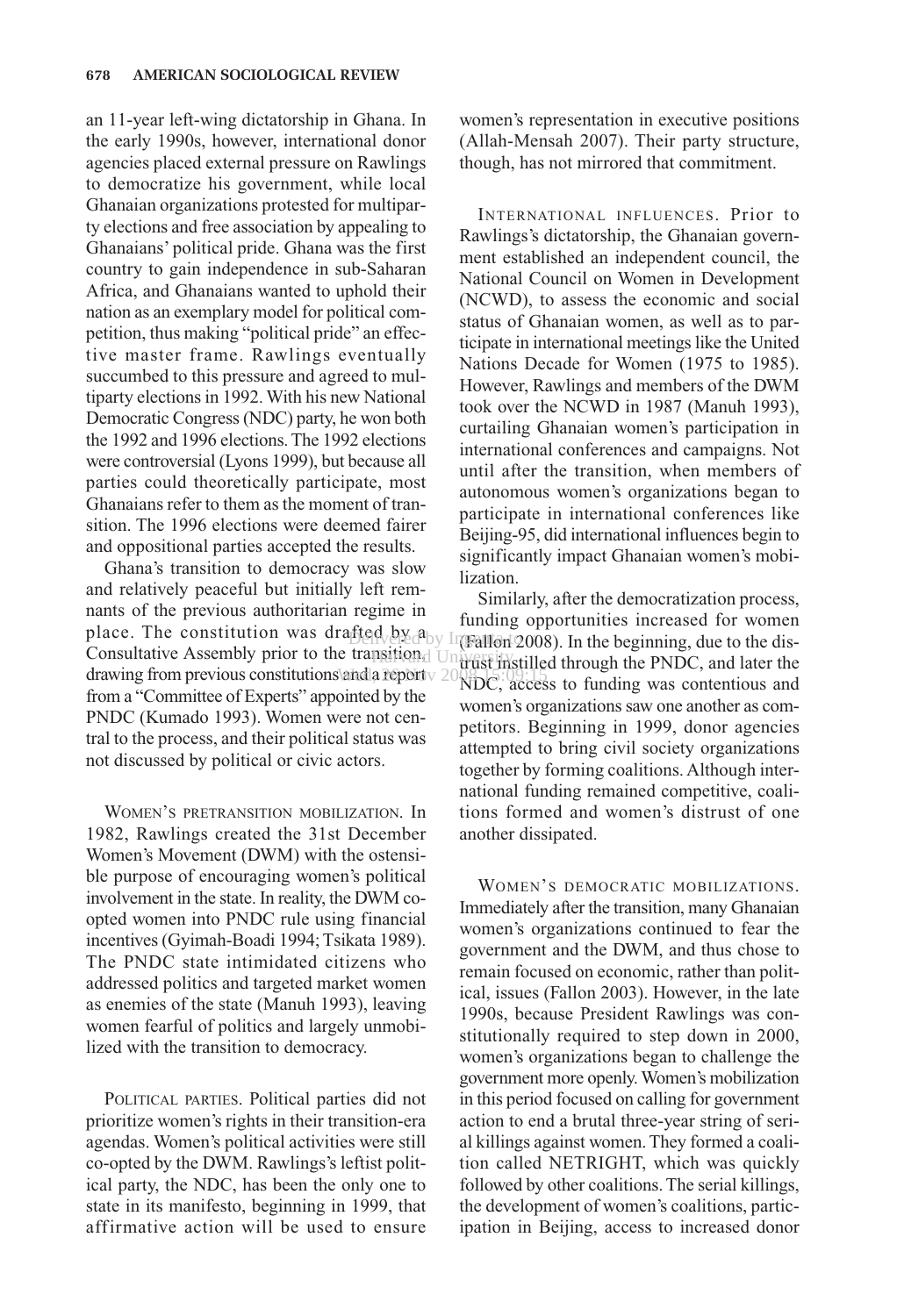an 11-year left-wing dictatorship in Ghana. In the early 1990s, however, international donor agencies placed external pressure on Rawlings to democratize his government, while local Ghanaian organizations protested for multiparty elections and free association by appealing to Ghanaians' political pride. Ghana was the first country to gain independence in sub-Saharan Africa, and Ghanaians wanted to uphold their nation as an exemplary model for political competition, thus making "political pride" an effective master frame. Rawlings eventually succumbed to this pressure and agreed to multiparty elections in 1992. With his new National Democratic Congress (NDC) party, he won both the 1992 and 1996 elections. The 1992 elections were controversial (Lyons 1999), but because all parties could theoretically participate, most Ghanaians refer to them as the moment of transition. The 1996 elections were deemed fairer and oppositional parties accepted the results.

Ghana's transition to democracy was slow and relatively peaceful but initially left remnants of the previous authoritarian regime in place. The constitution was drafted by a Consultative Assembly prior to the transition, drawing from previous constitutions and a report from a "Committee of Experts" appointed by the PNDC (Kumado 1993). Women were not central to the process, and their political status was not discussed by political or civic actors.

WOMEN'S PRETRANSITION MOBILIZATION. In 1982, Rawlings created the 31st December Women's Movement (DWM) with the ostensible purpose of encouraging women's political involvement in the state. In reality, the DWM co-opted women into PNDC rule using financial incentives (Gyimah-Boadi 1994; Tsikata 1989). The PNDC state intimidated citizens who addressed politics and targeted market women as enemies of the state (Manuh 1993), leaving women fearful of politics and largely unmobilized with the transition to democracy.

POLITICAL PARTIES. Political parties did not prioritize women's rights in their transition-era agendas. Women's political activities were still co-opted by the DWM. Rawlings's leftist political party, the NDC, has been the only one to state in its manifesto, beginning in 1999, that affirmative action will be used to ensure women's representation in executive positions (Allah-Mensah 2007). Their party structure, though, has not mirrored that commitment.

INTERNATIONAL INFLUENCES. Prior to Rawlings's dictatorship, the Ghanaian government established an independent council, the National Council on Women in Development (NCWD), to assess the economic and social status of Ghanaian women, as well as to participate in international meetings like the United Nations Decade for Women (1975 to 1985). However, Rawlings and members of the DWM took over the NCWD in 1987 (Manuh 1993), curtailing Ghanaian women's participation in international conferences and campaigns. Not until after the transition, when members of autonomous women's organizations began to participate in international conferences like Beijing-95, did international influences begin to significantly impact Ghanaian women's mobilization.

Similarly, after the democratization process, funding opportunities increased for women (Fallon 2008). In the beginning, due to the distrust instilled through the PNDC, and later the NDC, access to funding was contentious and women's organizations saw one another as competitors. Beginning in 1999, donor agencies attempted to bring civil society organizations together by forming coalitions. Although international funding remained competitive, coalitions formed and women's distrust of one another dissipated.

WOMEN'S DEMOCRATIC MOBILIZATIONS. Immediately after the transition, many Ghanaian women's organizations continued to fear the government and the DWM, and thus chose to remain focused on economic, rather than political, issues (Fallon 2003). However, in the late 1990s, because President Rawlings was constitutionally required to step down in 2000, women's organizations began to challenge the government more openly. Women's mobilization in this period focused on calling for government action to end a brutal three-year string of serial killings against women. They formed a coalition called NETRIGHT, which was quickly followed by other coalitions. The serial killings, the development of women's coalitions, participation in Beijing, access to increased donor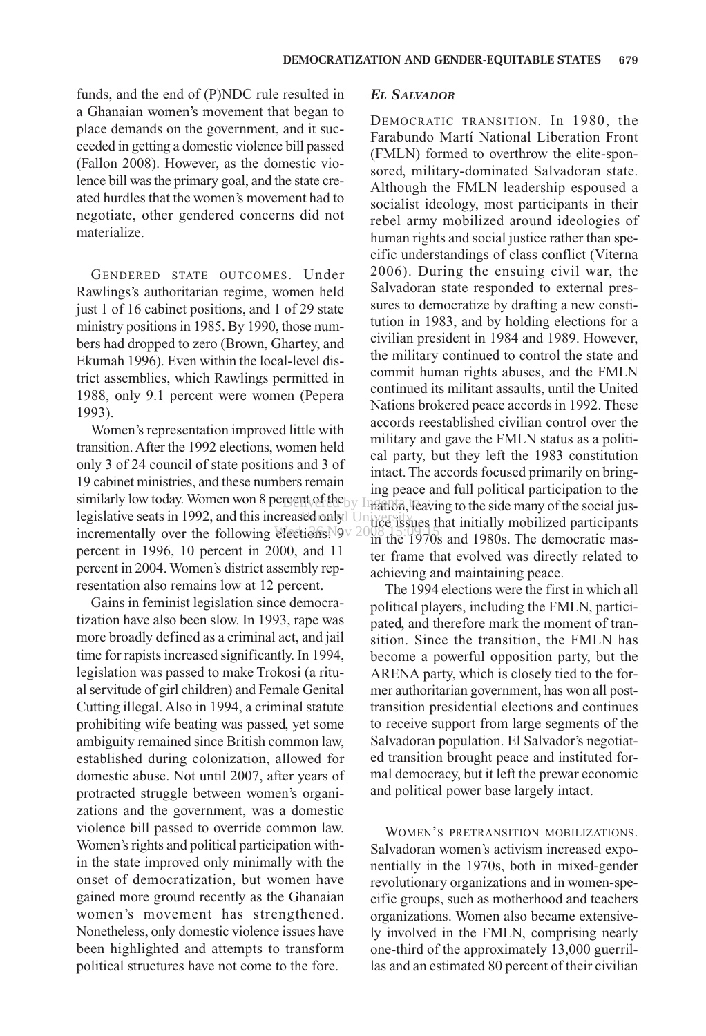funds, and the end of (P)NDC rule resulted in a Ghanaian women's movement that began to place demands on the government, and it succeeded in getting a domestic violence bill passed (Fallon 2008). However, as the domestic violence bill was the primary goal, and the state created hurdles that the women's movement had to negotiate, other gendered concerns did not materialize.

GENDERED STATE OUTCOMES. Under Rawlings's authoritarian regime, women held just 1 of 16 cabinet positions, and 1 of 29 state ministry positions in 1985. By 1990, those numbers had dropped to zero (Brown, Ghartey, and Ekumah 1996). Even within the local-level district assemblies, which Rawlings permitted in 1988, only 9.1 percent were women (Pepera 1993).

Women's representation improved little with transition. After the 1992 elections, women held only 3 of 24 council of state positions and 3 of 19 cabinet ministries, and these numbers remain similarly low today. Women won 8 percent of the legislative seats in 1992, and this increased only incrementally over the following elections: 9 percent in 1996, 10 percent in 2000, and 11 percent in 2004. Women's district assembly representation also remains low at 12 percent.

Gains in feminist legislation since democratization have also been slow. In 1993, rape was more broadly defined as a criminal act, and jail time for rapists increased significantly. In 1994, legislation was passed to make Trokosi (a ritual servitude of girl children) and Female Genital Cutting illegal. Also in 1994, a criminal statute prohibiting wife beating was passed, yet some ambiguity remained since British common law, established during colonization, allowed for domestic abuse. Not until 2007, after years of protracted struggle between women's organizations and the government, was a domestic violence bill passed to override common law. Women's rights and political participation within the state improved only minimally with the onset of democratization, but women have gained more ground recently as the Ghanaian women's movement has strengthened. Nonetheless, only domestic violence issues have been highlighted and attempts to transform political structures have not come to the fore.

### *EL SALVADOR*

DEMOCRATIC TRANSITION. In 1980, the Farabundo Martí National Liberation Front (FMLN) formed to overthrow the elite-sponsored, military-dominated Salvadoran state. Although the FMLN leadership espoused a socialist ideology, most participants in their rebel army mobilized around ideologies of human rights and social justice rather than specific understandings of class conflict (Viterna 2006). During the ensuing civil war, the Salvadoran state responded to external pressures to democratize by drafting a new constitution in 1983, and by holding elections for a civilian president in 1984 and 1989. However, the military continued to control the state and commit human rights abuses, and the FMLN continued its militant assaults, until the United Nations brokered peace accords in 1992. These accords reestablished civilian control over the military and gave the FMLN status as a political party, but they left the 1983 constitution intact. The accords focused primarily on bringing peace and full political participation to the nation, leaving to the side many of the social justice issues that initially mobilized participants in the 1970s and 1980s. The democratic master frame that evolved was directly related to achieving and maintaining peace.

The 1994 elections were the first in which all political players, including the FMLN, participated, and therefore mark the moment of transition. Since the transition, the FMLN has become a powerful opposition party, but the ARENA party, which is closely tied to the former authoritarian government, has won all post-transition presidential elections and continues to receive support from large segments of the Salvadoran population. El Salvador's negotiated transition brought peace and instituted formal democracy, but it left the prewar economic and political power base largely intact.

WOMEN'S PRETRANSITION MOBILIZATIONS. Salvadoran women's activism increased exponentially in the 1970s, both in mixed-gender revolutionary organizations and in women-specific groups, such as motherhood and teachers organizations. Women also became extensively involved in the FMLN, comprising nearly one-third of the approximately 13,000 guerrillas and an estimated 80 percent of their civilian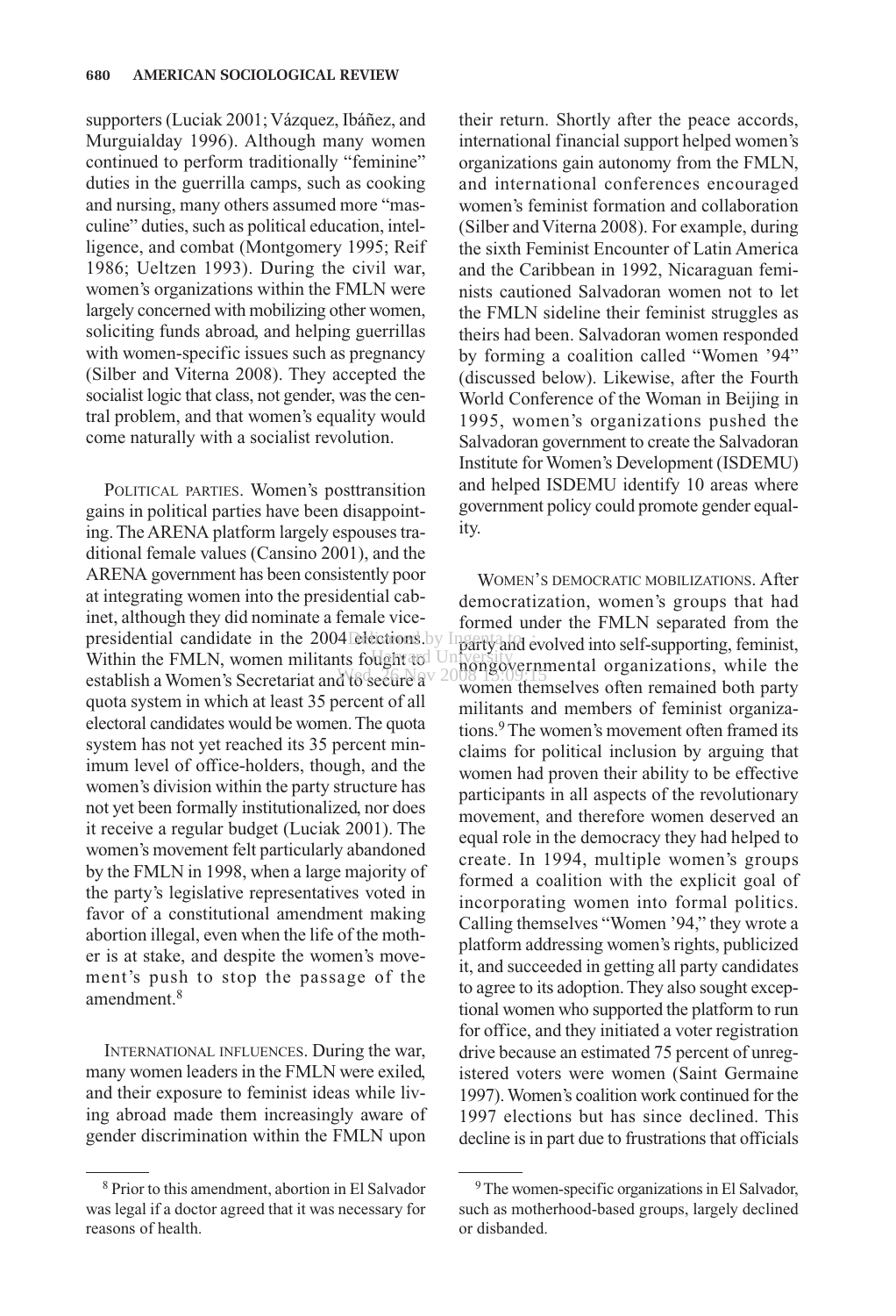supporters (Luciak 2001; Vázquez, Ibáñez, and Murguialday 1996). Although many women continued to perform traditionally "feminine" duties in the guerrilla camps, such as cooking and nursing, many others assumed more "masculine" duties, such as political education, intelligence, and combat (Montgomery 1995; Reif 1986; Ueltzen 1993). During the civil war, women's organizations within the FMLN were largely concerned with mobilizing other women, soliciting funds abroad, and helping guerrillas with women-specific issues such as pregnancy (Silber and Viterna 2008). They accepted the socialist logic that class, not gender, was the central problem, and that women's equality would come naturally with a socialist revolution.

POLITICAL PARTIES. Women's posttransition gains in political parties have been disappointing. The ARENA platform largely espouses traditional female values (Cansino 2001), and the ARENA government has been consistently poor at integrating women into the presidential cabinet, although they did nominate a female vice-presidential candidate in the 2004 elections. Within the FMLN, women militants fought to establish a Women's Secretariat and to secure a quota system in which at least 35 percent of all electoral candidates would be women. The quota system has not yet reached its 35 percent minimum level of office-holders, though, and the women's division within the party structure has not yet been formally institutionalized, nor does it receive a regular budget (Luciak 2001). The women's movement felt particularly abandoned by the FMLN in 1998, when a large majority of the party's legislative representatives voted in favor of a constitutional amendment making abortion illegal, even when the life of the mother is at stake, and despite the women's movement's push to stop the passage of the amendment.[8]

INTERNATIONAL INFLUENCES. During the war, many women leaders in the FMLN were exiled, and their exposure to feminist ideas while living abroad made them increasingly aware of gender discrimination within the FMLN upon their return. Shortly after the peace accords, international financial support helped women's organizations gain autonomy from the FMLN, and international conferences encouraged women's feminist formation and collaboration (Silber and Viterna 2008). For example, during the sixth Feminist Encounter of Latin America and the Caribbean in 1992, Nicaraguan feminists cautioned Salvadoran women not to let the FMLN sideline their feminist struggles as theirs had been. Salvadoran women responded by forming a coalition called "Women '94" (discussed below). Likewise, after the Fourth World Conference of the Woman in Beijing in 1995, women's organizations pushed the Salvadoran government to create the Salvadoran Institute for Women's Development (ISDEMU) and helped ISDEMU identify 10 areas where government policy could promote gender equality.

WOMEN'S DEMOCRATIC MOBILIZATIONS. After democratization, women's groups that had formed under the FMLN separated from the party and evolved into self-supporting, feminist, nongovernmental organizations, while the women themselves often remained both party militants and members of feminist organizations.[9] The women's movement often framed its claims for political inclusion by arguing that women had proven their ability to be effective participants in all aspects of the revolutionary movement, and therefore women deserved an equal role in the democracy they had helped to create. In 1994, multiple women's groups formed a coalition with the explicit goal of incorporating women into formal politics. Calling themselves "Women '94," they wrote a platform addressing women's rights, publicized it, and succeeded in getting all party candidates to agree to its adoption. They also sought exceptional women who supported the platform to run for office, and they initiated a voter registration drive because an estimated 75 percent of unregistered voters were women (Saint Germaine 1997). Women's coalition work continued for the 1997 elections but has since declined. This decline is in part due to frustrations that officials

---

[8] Prior to this amendment, abortion in El Salvador was legal if a doctor agreed that it was necessary for reasons of health.

[9] The women-specific organizations in El Salvador, such as motherhood-based groups, largely declined or disbanded.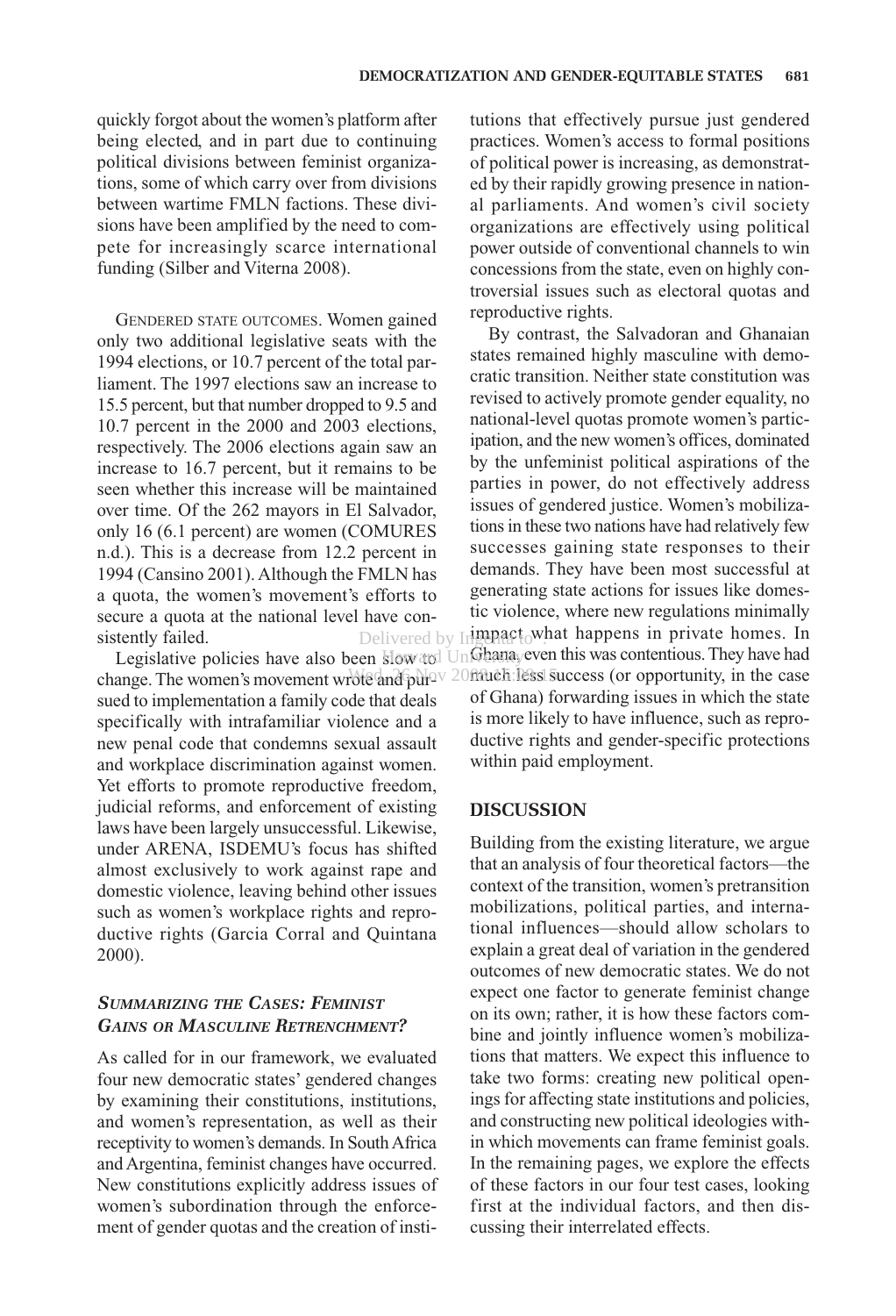quickly forgot about the women's platform after being elected, and in part due to continuing political divisions between feminist organizations, some of which carry over from divisions between wartime FMLN factions. These divisions have been amplified by the need to compete for increasingly scarce international funding (Silber and Viterna 2008).

GENDERED STATE OUTCOMES. Women gained only two additional legislative seats with the 1994 elections, or 10.7 percent of the total parliament. The 1997 elections saw an increase to 15.5 percent, but that number dropped to 9.5 and 10.7 percent in the 2000 and 2003 elections, respectively. The 2006 elections again saw an increase to 16.7 percent, but it remains to be seen whether this increase will be maintained over time. Of the 262 mayors in El Salvador, only 16 (6.1 percent) are women (COMURES n.d.). This is a decrease from 12.2 percent in 1994 (Cansino 2001). Although the FMLN has a quota, the women's movement's efforts to secure a quota at the national level have consistently failed.

Legislative policies have also been slow to change. The women's movement wrote and pursued to implementation a family code that deals specifically with intrafamiliar violence and a new penal code that condemns sexual assault and workplace discrimination against women. Yet efforts to promote reproductive freedom, judicial reforms, and enforcement of existing laws have been largely unsuccessful. Likewise, under ARENA, ISDEMU's focus has shifted almost exclusively to work against rape and domestic violence, leaving behind other issues such as women's workplace rights and reproductive rights (Garcia Corral and Quintana 2000).

### *SUMMARIZING THE CASES: FEMINIST GAINS OR MASCULINE RETRENCHMENT?*

As called for in our framework, we evaluated four new democratic states' gendered changes by examining their constitutions, institutions, and women's representation, as well as their receptivity to women's demands. In South Africa and Argentina, feminist changes have occurred. New constitutions explicitly address issues of women's subordination through the enforcement of gender quotas and the creation of institutions that effectively pursue just gendered practices. Women's access to formal positions of political power is increasing, as demonstrated by their rapidly growing presence in national parliaments. And women's civil society organizations are effectively using political power outside of conventional channels to win concessions from the state, even on highly controversial issues such as electoral quotas and reproductive rights.

By contrast, the Salvadoran and Ghanaian states remained highly masculine with democratic transition. Neither state constitution was revised to actively promote gender equality, no national-level quotas promote women's participation, and the new women's offices, dominated by the unfeminist political aspirations of the parties in power, do not effectively address issues of gendered justice. Women's mobilizations in these two nations have had relatively few successes gaining state responses to their demands. They have been most successful at generating state actions for issues like domestic violence, where new regulations minimally impact what happens in private homes. In Ghana, even this was contentious. They have had much less success (or opportunity, in the case of Ghana) forwarding issues in which the state is more likely to have influence, such as reproductive rights and gender-specific protections within paid employment.

## DISCUSSION

Building from the existing literature, we argue that an analysis of four theoretical factors—the context of the transition, women's pretransition mobilizations, political parties, and international influences—should allow scholars to explain a great deal of variation in the gendered outcomes of new democratic states. We do not expect one factor to generate feminist change on its own; rather, it is how these factors combine and jointly influence women's mobilizations that matters. We expect this influence to take two forms: creating new political openings for affecting state institutions and policies, and constructing new political ideologies within which movements can frame feminist goals. In the remaining pages, we explore the effects of these factors in our four test cases, looking first at the individual factors, and then discussing their interrelated effects.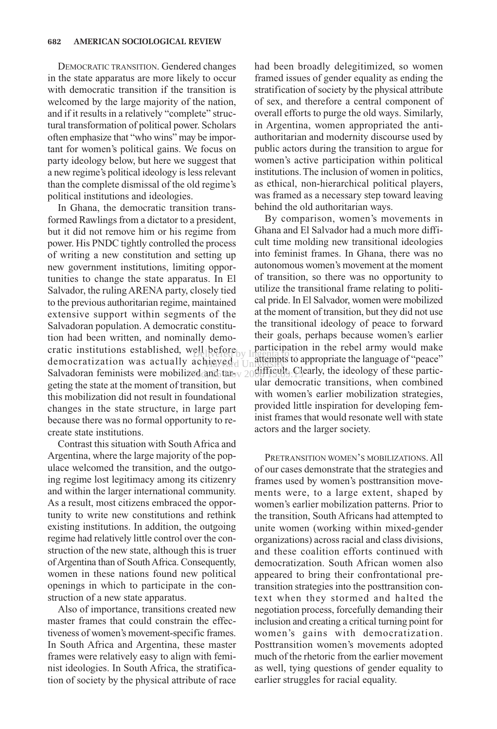DEMOCRATIC TRANSITION. Gendered changes in the state apparatus are more likely to occur with democratic transition if the transition is welcomed by the large majority of the nation, and if it results in a relatively "complete" structural transformation of political power. Scholars often emphasize that "who wins" may be important for women's political gains. We focus on party ideology below, but here we suggest that a new regime's political ideology is less relevant than the complete dismissal of the old regime's political institutions and ideologies.

In Ghana, the democratic transition transformed Rawlings from a dictator to a president, but it did not remove him or his regime from power. His PNDC tightly controlled the process of writing a new constitution and setting up new government institutions, limiting opportunities to change the state apparatus. In El Salvador, the ruling ARENA party, closely tied to the previous authoritarian regime, maintained extensive support within segments of the Salvadoran population. A democratic constitution had been written, and nominally democratic institutions established, well before democratization was actually achieved. Salvadoran feminists were mobilized and targeting the state at the moment of transition, but this mobilization did not result in foundational changes in the state structure, in large part because there was no formal opportunity to recreate state institutions.

Contrast this situation with South Africa and Argentina, where the large majority of the populace welcomed the transition, and the outgoing regime lost legitimacy among its citizenry and within the larger international community. As a result, most citizens embraced the opportunity to write new constitutions and rethink existing institutions. In addition, the outgoing regime had relatively little control over the construction of the new state, although this is truer of Argentina than of South Africa. Consequently, women in these nations found new political openings in which to participate in the construction of a new state apparatus.

Also of importance, transitions created new master frames that could constrain the effectiveness of women's movement-specific frames. In South Africa and Argentina, these master frames were relatively easy to align with feminist ideologies. In South Africa, the stratification of society by the physical attribute of race had been broadly delegitimized, so women framed issues of gender equality as ending the stratification of society by the physical attribute of sex, and therefore a central component of overall efforts to purge the old ways. Similarly, in Argentina, women appropriated the anti-authoritarian and modernity discourse used by public actors during the transition to argue for women's active participation within political institutions. The inclusion of women in politics, as ethical, non-hierarchical political players, was framed as a necessary step toward leaving behind the old authoritarian ways.

By comparison, women's movements in Ghana and El Salvador had a much more difficult time molding new transitional ideologies into feminist frames. In Ghana, there was no autonomous women's movement at the moment of transition, so there was no opportunity to utilize the transitional frame relating to political pride. In El Salvador, women were mobilized at the moment of transition, but they did not use the transitional ideology of peace to forward their goals, perhaps because women's earlier participation in the rebel army would make attempts to appropriate the language of "peace" difficult. Clearly, the ideology of these particular democratic transitions, when combined with women's earlier mobilization strategies, provided little inspiration for developing feminist frames that would resonate well with state actors and the larger society.

PRETRANSITION WOMEN'S MOBILIZATIONS. All of our cases demonstrate that the strategies and frames used by women's posttransition movements were, to a large extent, shaped by women's earlier mobilization patterns. Prior to the transition, South Africans had attempted to unite women (working within mixed-gender organizations) across racial and class divisions, and these coalition efforts continued with democratization. South African women also appeared to bring their confrontational pretransition strategies into the posttransition context when they stormed and halted the negotiation process, forcefully demanding their inclusion and creating a critical turning point for women's gains with democratization. Posttransition women's movements adopted much of the rhetoric from the earlier movement as well, tying questions of gender equality to earlier struggles for racial equality.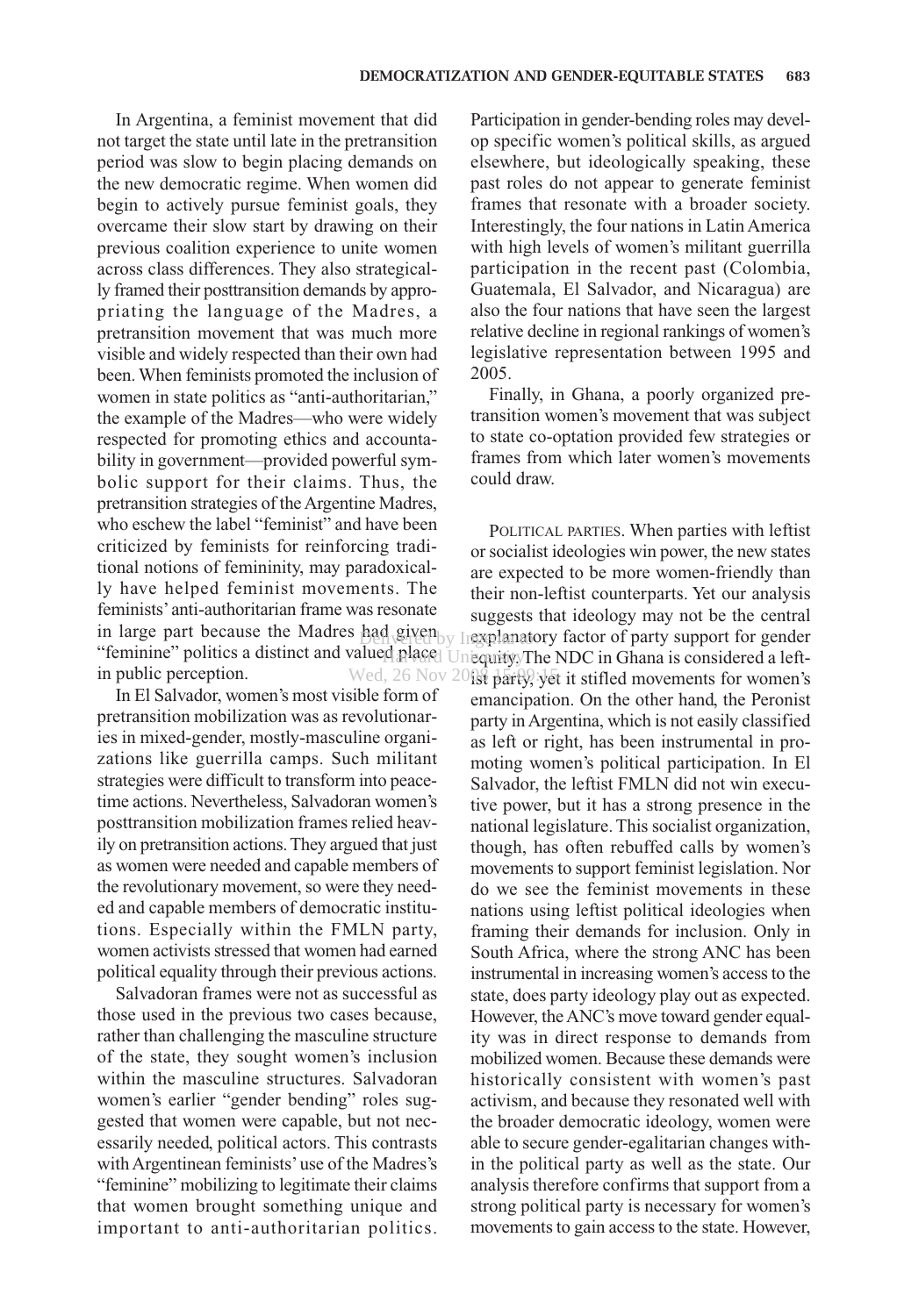In Argentina, a feminist movement that did not target the state until late in the pretransition period was slow to begin placing demands on the new democratic regime. When women did begin to actively pursue feminist goals, they overcame their slow start by drawing on their previous coalition experience to unite women across class differences. They also strategically framed their posttransition demands by appropriating the language of the Madres, a pretransition movement that was much more visible and widely respected than their own had been. When feminists promoted the inclusion of women in state politics as "anti-authoritarian," the example of the Madres—who were widely respected for promoting ethics and accountability in government—provided powerful symbolic support for their claims. Thus, the pretransition strategies of the Argentine Madres, who eschew the label "feminist" and have been criticized by feminists for reinforcing traditional notions of femininity, may paradoxically have helped feminist movements. The feminists' anti-authoritarian frame was resonate in large part because the Madres had given "feminine" politics a distinct and valued place in public perception.

In El Salvador, women's most visible form of pretransition mobilization was as revolutionaries in mixed-gender, mostly-masculine organizations like guerrilla camps. Such militant strategies were difficult to transform into peacetime actions. Nevertheless, Salvadoran women's posttransition mobilization frames relied heavily on pretransition actions. They argued that just as women were needed and capable members of the revolutionary movement, so were they needed and capable members of democratic institutions. Especially within the FMLN party, women activists stressed that women had earned political equality through their previous actions.

Salvadoran frames were not as successful as those used in the previous two cases because, rather than challenging the masculine structure of the state, they sought women's inclusion within the masculine structures. Salvadoran women's earlier "gender bending" roles suggested that women were capable, but not necessarily needed, political actors. This contrasts with Argentinean feminists' use of the Madres's "feminine" mobilizing to legitimate their claims that women brought something unique and important to anti-authoritarian politics. Participation in gender-bending roles may develop specific women's political skills, as argued elsewhere, but ideologically speaking, these past roles do not appear to generate feminist frames that resonate with a broader society. Interestingly, the four nations in Latin America with high levels of women's militant guerrilla participation in the recent past (Colombia, Guatemala, El Salvador, and Nicaragua) are also the four nations that have seen the largest relative decline in regional rankings of women's legislative representation between 1995 and 2005.

Finally, in Ghana, a poorly organized pretransition women's movement that was subject to state co-optation provided few strategies or frames from which later women's movements could draw.

Political parties. When parties with leftist or socialist ideologies win power, the new states are expected to be more women-friendly than their non-leftist counterparts. Yet our analysis suggests that ideology may not be the central explanatory factor of party support for gender equity. The NDC in Ghana is considered a leftist party, yet it stifled movements for women's emancipation. On the other hand, the Peronist party in Argentina, which is not easily classified as left or right, has been instrumental in promoting women's political participation. In El Salvador, the leftist FMLN did not win executive power, but it has a strong presence in the national legislature. This socialist organization, though, has often rebuffed calls by women's movements to support feminist legislation. Nor do we see the feminist movements in these nations using leftist political ideologies when framing their demands for inclusion. Only in South Africa, where the strong ANC has been instrumental in increasing women's access to the state, does party ideology play out as expected. However, the ANC's move toward gender equality was in direct response to demands from mobilized women. Because these demands were historically consistent with women's past activism, and because they resonated well with the broader democratic ideology, women were able to secure gender-egalitarian changes within the political party as well as the state. Our analysis therefore confirms that support from a strong political party is necessary for women's movements to gain access to the state. However,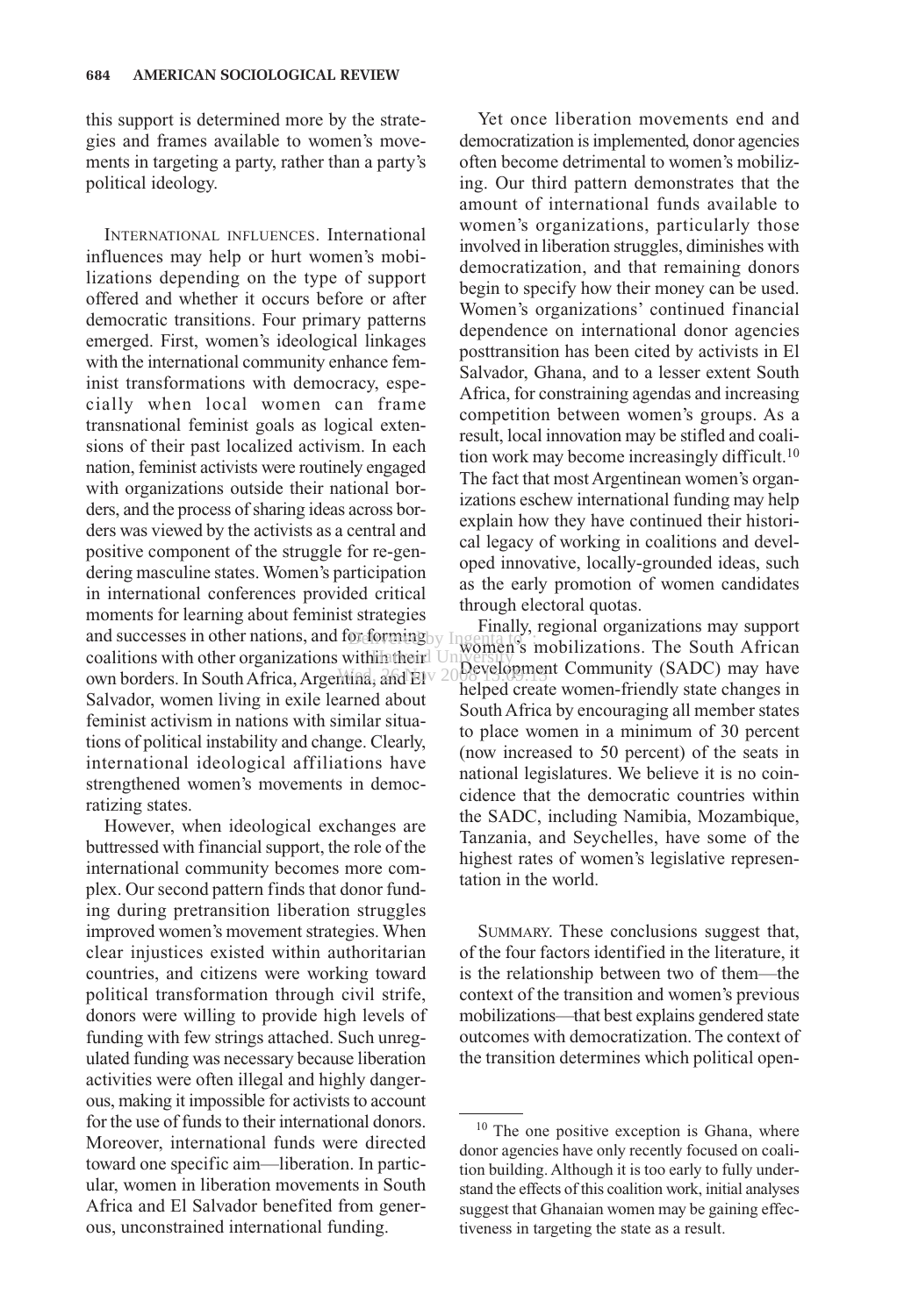this support is determined more by the strategies and frames available to women's movements in targeting a party, rather than a party's political ideology.

INTERNATIONAL INFLUENCES. International influences may help or hurt women's mobilizations depending on the type of support offered and whether it occurs before or after democratic transitions. Four primary patterns emerged. First, women's ideological linkages with the international community enhance feminist transformations with democracy, especially when local women can frame transnational feminist goals as logical extensions of their past localized activism. In each nation, feminist activists were routinely engaged with organizations outside their national borders, and the process of sharing ideas across borders was viewed by the activists as a central and positive component of the struggle for re-gendering masculine states. Women's participation in international conferences provided critical moments for learning about feminist strategies and successes in other nations, and for forming coalitions with other organizations within their own borders. In South Africa, Argentina, and El Salvador, women living in exile learned about feminist activism in nations with similar situations of political instability and change. Clearly, international ideological affiliations have strengthened women's movements in democratizing states.

However, when ideological exchanges are buttressed with financial support, the role of the international community becomes more complex. Our second pattern finds that donor funding during pretransition liberation struggles improved women's movement strategies. When clear injustices existed within authoritarian countries, and citizens were working toward political transformation through civil strife, donors were willing to provide high levels of funding with few strings attached. Such unregulated funding was necessary because liberation activities were often illegal and highly dangerous, making it impossible for activists to account for the use of funds to their international donors. Moreover, international funds were directed toward one specific aim—liberation. In particular, women in liberation movements in South Africa and El Salvador benefited from generous, unconstrained international funding.

Yet once liberation movements end and democratization is implemented, donor agencies often become detrimental to women's mobilizing. Our third pattern demonstrates that the amount of international funds available to women's organizations, particularly those involved in liberation struggles, diminishes with democratization, and that remaining donors begin to specify how their money can be used. Women's organizations' continued financial dependence on international donor agencies posttransition has been cited by activists in El Salvador, Ghana, and to a lesser extent South Africa, for constraining agendas and increasing competition between women's groups. As a result, local innovation may be stifled and coalition work may become increasingly difficult.[10] The fact that most Argentinean women's organizations eschew international funding may help explain how they have continued their historical legacy of working in coalitions and developed innovative, locally-grounded ideas, such as the early promotion of women candidates through electoral quotas.

Finally, regional organizations may support women's mobilizations. The South African Development Community (SADC) may have helped create women-friendly state changes in South Africa by encouraging all member states to place women in a minimum of 30 percent (now increased to 50 percent) of the seats in national legislatures. We believe it is no coincidence that the democratic countries within the SADC, including Namibia, Mozambique, Tanzania, and Seychelles, have some of the highest rates of women's legislative representation in the world.

SUMMARY. These conclusions suggest that, of the four factors identified in the literature, it is the relationship between two of them—the context of the transition and women's previous mobilizations—that best explains gendered state outcomes with democratization. The context of the transition determines which political open-

---

[10] The one positive exception is Ghana, where donor agencies have only recently focused on coalition building. Although it is too early to fully understand the effects of this coalition work, initial analyses suggest that Ghanaian women may be gaining effectiveness in targeting the state as a result.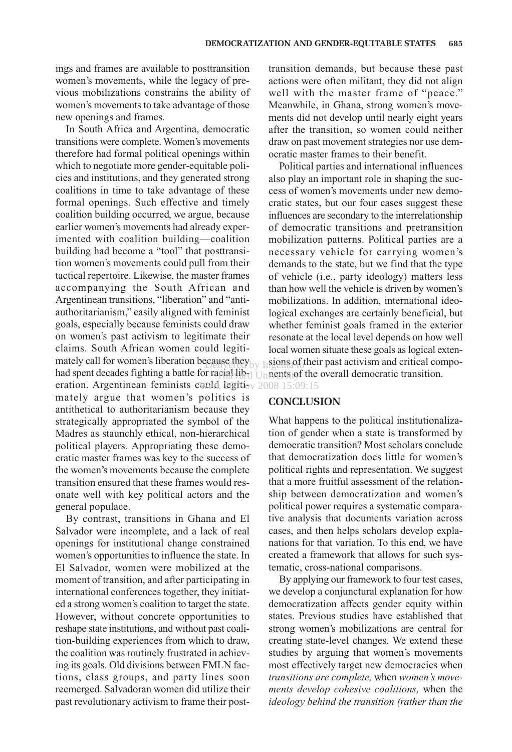ings and frames are available to posttransition women's movements, while the legacy of previous mobilizations constrains the ability of women's movements to take advantage of those new openings and frames.

In South Africa and Argentina, democratic transitions were complete. Women's movements therefore had formal political openings within which to negotiate more gender-equitable policies and institutions, and they generated strong coalitions in time to take advantage of these formal openings. Such effective and timely coalition building occurred, we argue, because earlier women's movements had already experimented with coalition building—coalition building had become a "tool" that posttransition women's movements could pull from their tactical repertoire. Likewise, the master frames accompanying the South African and Argentinean transitions, "liberation" and "antiauthoritarianism," easily aligned with feminist goals, especially because feminists could draw on women's past activism to legitimate their claims. South African women could legitimately call for women's liberation because they had spent decades fighting a battle for racial liberation. Argentinean feminists could legitimately argue that women's politics is antithetical to authoritarianism because they strategically appropriated the symbol of the Madres as staunchly ethical, non-hierarchical political players. Appropriating these democratic master frames was key to the success of the women's movements because the complete transition ensured that these frames would resonate well with key political actors and the general populace.

By contrast, transitions in Ghana and El Salvador were incomplete, and a lack of real openings for institutional change constrained women's opportunities to influence the state. In El Salvador, women were mobilized at the moment of transition, and after participating in international conferences together, they initiated a strong women's coalition to target the state. However, without concrete opportunities to reshape state institutions, and without past coalition-building experiences from which to draw, the coalition was routinely frustrated in achieving its goals. Old divisions between FMLN factions, class groups, and party lines soon reemerged. Salvadoran women did utilize their past revolutionary activism to frame their posttransition demands, but because these past actions were often militant, they did not align well with the master frame of "peace." Meanwhile, in Ghana, strong women's movements did not develop until nearly eight years after the transition, so women could neither draw on past movement strategies nor use democratic master frames to their benefit.

Political parties and international influences also play an important role in shaping the success of women's movements under new democratic states, but our four cases suggest these influences are secondary to the interrelationship of democratic transitions and pretransition mobilization patterns. Political parties are a necessary vehicle for carrying women's demands to the state, but we find that the type of vehicle (i.e., party ideology) matters less than how well the vehicle is driven by women's mobilizations. In addition, international ideological exchanges are certainly beneficial, but whether feminist goals framed in the exterior resonate at the local level depends on how well local women situate these goals as logical extensions of their past activism and critical components of the overall democratic transition.

## CONCLUSION

What happens to the political institutionalization of gender when a state is transformed by democratic transition? Most scholars conclude that democratization does little for women's political rights and representation. We suggest that a more fruitful assessment of the relationship between democratization and women's political power requires a systematic comparative analysis that documents variation across cases, and then helps scholars develop explanations for that variation. To this end, we have created a framework that allows for such systematic, cross-national comparisons.

By applying our framework to four test cases, we develop a conjunctural explanation for how democratization affects gender equity within states. Previous studies have established that strong women's mobilizations are central for creating state-level changes. We extend these studies by arguing that women's movements most effectively target new democracies when *transitions are complete,* when *women's movements develop cohesive coalitions,* when the *ideology behind the transition (rather than the*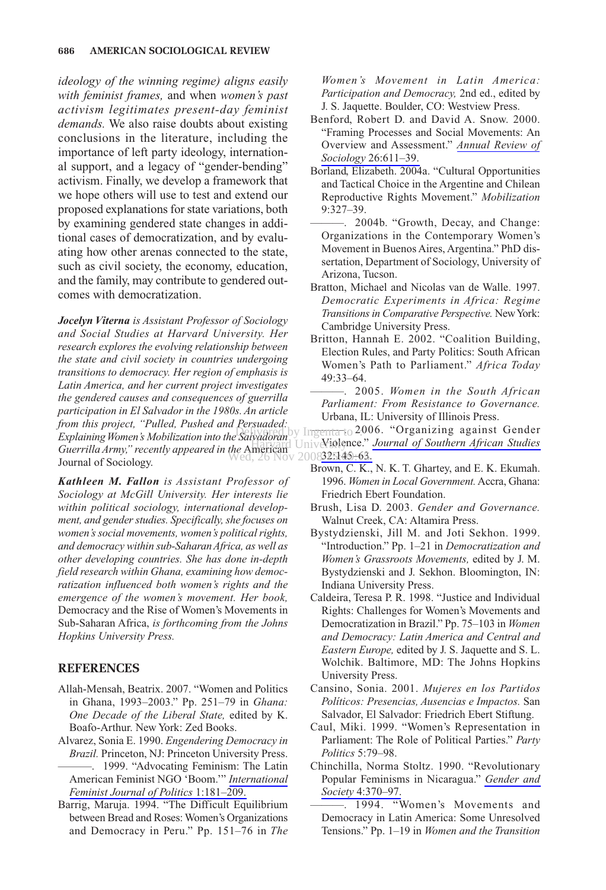*ideology of the winning regime) aligns easily with feminist frames,* and when *women's past activism legitimates present-day feminist demands.* We also raise doubts about existing conclusions in the literature, including the importance of left party ideology, international support, and a legacy of "gender-bending" activism. Finally, we develop a framework that we hope others will use to test and extend our proposed explanations for state variations, both by examining gendered state changes in additional cases of democratization, and by evaluating how other arenas connected to the state, such as civil society, the economy, education, and the family, may contribute to gendered outcomes with democratization.

***Jocelyn Viterna*** *is Assistant Professor of Sociology and Social Studies at Harvard University. Her research explores the evolving relationship between the state and civil society in countries undergoing transitions to democracy. Her region of emphasis is Latin America, and her current project investigates the gendered causes and consequences of guerrilla participation in El Salvador in the 1980s. An article from this project, "Pulled, Pushed and Persuaded: Explaining Women's Mobilization into the Salvadoran Guerrilla Army," recently appeared in the* American Journal of Sociology.

***Kathleen M. Fallon*** *is Assistant Professor of Sociology at McGill University. Her interests lie within political sociology, international development, and gender studies. Specifically, she focuses on women's social movements, women's political rights, and democracy within sub-Saharan Africa, as well as other developing countries. She has done in-depth field research within Ghana, examining how democratization influenced both women's rights and the emergence of the women's movement. Her book,* Democracy and the Rise of Women's Movements in Sub-Saharan Africa, *is forthcoming from the Johns Hopkins University Press.*

## REFERENCES

Allah-Mensah, Beatrix. 2007. "Women and Politics in Ghana, 1993–2003." Pp. 251–79 in *Ghana: One Decade of the Liberal State,* edited by K. Boafo-Arthur. New York: Zed Books.

Alvarez, Sonia E. 1990. *Engendering Democracy in Brazil.* Princeton, NJ: Princeton University Press.

———. 1999. "Advocating Feminism: The Latin American Feminist NGO 'Boom.'" *International Feminist Journal of Politics* 1:181–209.

Barrig, Maruja. 1994. "The Difficult Equilibrium between Bread and Roses: Women's Organizations and Democracy in Peru." Pp. 151–76 in *The Women's Movement in Latin America: Participation and Democracy,* 2nd ed., edited by J. S. Jaquette. Boulder, CO: Westview Press.

Benford, Robert D. and David A. Snow. 2000. "Framing Processes and Social Movements: An Overview and Assessment." *Annual Review of Sociology* 26:611–39.

Borland, Elizabeth. 2004a. "Cultural Opportunities and Tactical Choice in the Argentine and Chilean Reproductive Rights Movement." *Mobilization* 9:327–39.

———. 2004b. "Growth, Decay, and Change: Organizations in the Contemporary Women's Movement in Buenos Aires, Argentina." PhD dissertation, Department of Sociology, University of Arizona, Tucson.

Bratton, Michael and Nicolas van de Walle. 1997. *Democratic Experiments in Africa: Regime Transitions in Comparative Perspective.* New York: Cambridge University Press.

Britton, Hannah E. 2002. "Coalition Building, Election Rules, and Party Politics: South African Women's Path to Parliament." *Africa Today* 49:33–64.

———. 2005. *Women in the South African Parliament: From Resistance to Governance.* Urbana, IL: University of Illinois Press.

———. 2006. "Organizing against Gender Violence." *Journal of Southern African Studies* 32:145–63.

Brown, C. K., N. K. T. Ghartey, and E. K. Ekumah. 1996. *Women in Local Government.* Accra, Ghana: Friedrich Ebert Foundation.

Brush, Lisa D. 2003. *Gender and Governance.* Walnut Creek, CA: Altamira Press.

Bystydzienski, Jill M. and Joti Sekhon. 1999. "Introduction." Pp. 1–21 in *Democratization and Women's Grassroots Movements,* edited by J. M. Bystydzienski and J. Sekhon. Bloomington, IN: Indiana University Press.

Caldeira, Teresa P. R. 1998. "Justice and Individual Rights: Challenges for Women's Movements and Democratization in Brazil." Pp. 75–103 in *Women and Democracy: Latin America and Central and Eastern Europe,* edited by J. S. Jaquette and S. L. Wolchik. Baltimore, MD: The Johns Hopkins University Press.

Cansino, Sonia. 2001. *Mujeres en los Partidos Políticos: Presencias, Ausencias e Impactos.* San Salvador, El Salvador: Friedrich Ebert Stiftung.

Caul, Miki. 1999. "Women's Representation in Parliament: The Role of Political Parties." *Party Politics* 5:79–98.

Chinchilla, Norma Stoltz. 1990. "Revolutionary Popular Feminisms in Nicaragua." *Gender and Society* 4:370–97.

———. 1994. "Women's Movements and Democracy in Latin America: Some Unresolved Tensions." Pp. 1–19 in *Women and the Transition*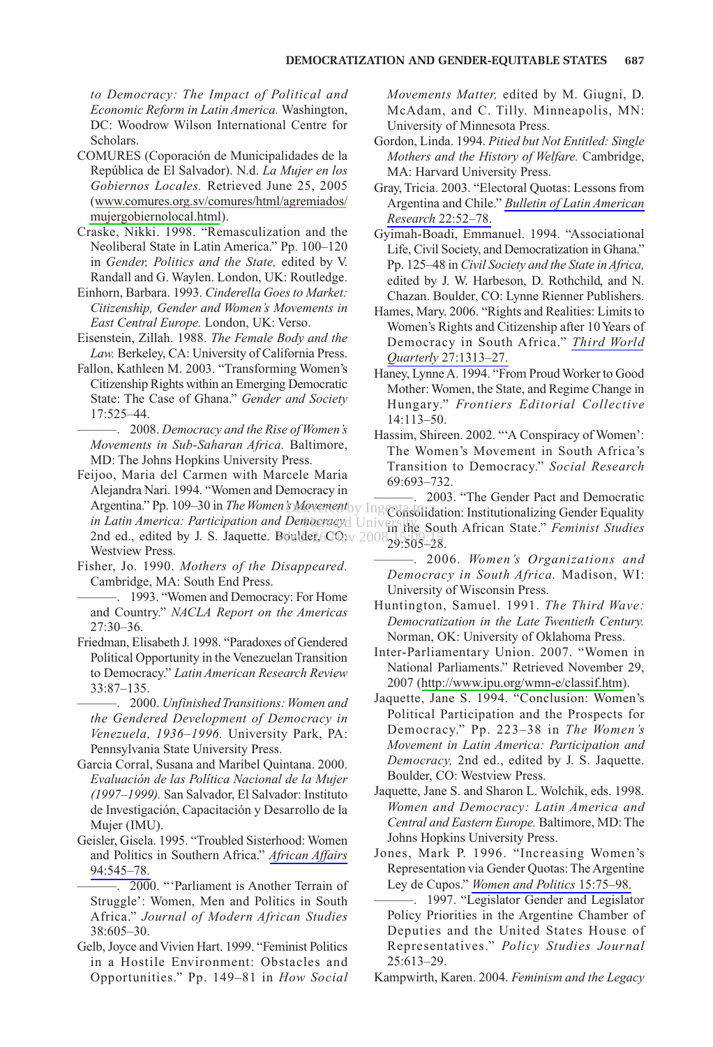*to Democracy: The Impact of Political and Economic Reform in Latin America.* Washington, DC: Woodrow Wilson International Centre for Scholars.

COMURES (Coporación de Municipalidades de la República de El Salvador). N.d. *La Mujer en los Gobiernos Locales.* Retrieved June 25, 2005 (www.comures.org.sv/comures/html/agremiados/mujergobiernolocal.html).

Craske, Nikki. 1998. "Remasculization and the Neoliberal State in Latin America." Pp. 100–120 in *Gender, Politics and the State,* edited by V. Randall and G. Waylen. London, UK: Routledge.

Einhorn, Barbara. 1993. *Cinderella Goes to Market: Citizenship, Gender and Women's Movements in East Central Europe.* London, UK: Verso.

Eisenstein, Zillah. 1988. *The Female Body and the Law.* Berkeley, CA: University of California Press.

Fallon, Kathleen M. 2003. "Transforming Women's Citizenship Rights within an Emerging Democratic State: The Case of Ghana." *Gender and Society* 17:525–44.

———. 2008. *Democracy and the Rise of Women's Movements in Sub-Saharan Africa.* Baltimore, MD: The Johns Hopkins University Press.

Feijoo, Maria del Carmen with Marcele Maria Alejandra Nari. 1994. "Women and Democracy in Argentina." Pp. 109–30 in *The Women's Movement in Latin America: Participation and Democracy,* 2nd ed., edited by J. S. Jaquette. Boulder, CO: Westview Press.

Fisher, Jo. 1990. *Mothers of the Disappeared.* Cambridge, MA: South End Press.

———. 1993. "Women and Democracy: For Home and Country." *NACLA Report on the Americas* 27:30–36.

Friedman, Elisabeth J. 1998. "Paradoxes of Gendered Political Opportunity in the Venezuelan Transition to Democracy." *Latin American Research Review* 33:87–135.

———. 2000. *Unfinished Transitions: Women and the Gendered Development of Democracy in Venezuela, 1936–1996.* University Park, PA: Pennsylvania State University Press.

Garcia Corral, Susana and Maribel Quintana. 2000. *Evaluación de las Política Nacional de la Mujer (1997–1999).* San Salvador, El Salvador: Instituto de Investigación, Capacitación y Desarrollo de la Mujer (IMU).

Geisler, Gisela. 1995. "Troubled Sisterhood: Women and Politics in Southern Africa." *African Affairs* 94:545–78.

———. 2000. "'Parliament is Another Terrain of Struggle': Women, Men and Politics in South Africa." *Journal of Modern African Studies* 38:605–30.

Gelb, Joyce and Vivien Hart. 1999. "Feminist Politics in a Hostile Environment: Obstacles and Opportunities." Pp. 149–81 in *How Social Movements Matter,* edited by M. Giugni, D. McAdam, and C. Tilly. Minneapolis, MN: University of Minnesota Press.

Gordon, Linda. 1994. *Pitied but Not Entitled: Single Mothers and the History of Welfare.* Cambridge, MA: Harvard University Press.

Gray, Tricia. 2003. "Electoral Quotas: Lessons from Argentina and Chile." *Bulletin of Latin American Research* 22:52–78.

Gyimah-Boadi, Emmanuel. 1994. "Associational Life, Civil Society, and Democratization in Ghana." Pp. 125–48 in *Civil Society and the State in Africa,* edited by J. W. Harbeson, D. Rothchild, and N. Chazan. Boulder, CO: Lynne Rienner Publishers.

Hames, Mary. 2006. "Rights and Realities: Limits to Women's Rights and Citizenship after 10 Years of Democracy in South Africa." *Third World Quarterly* 27:1313–27.

Haney, Lynne A. 1994. "From Proud Worker to Good Mother: Women, the State, and Regime Change in Hungary." *Frontiers Editorial Collective* 14:113–50.

Hassim, Shireen. 2002. "'A Conspiracy of Women': The Women's Movement in South Africa's Transition to Democracy." *Social Research* 69:693–732.

———. 2003. "The Gender Pact and Democratic Consolidation: Institutionalizing Gender Equality in the South African State." *Feminist Studies* 29:505–28.

———. 2006. *Women's Organizations and Democracy in South Africa.* Madison, WI: University of Wisconsin Press.

Huntington, Samuel. 1991. *The Third Wave: Democratization in the Late Twentieth Century.* Norman, OK: University of Oklahoma Press.

Inter-Parliamentary Union. 2007. "Women in National Parliaments." Retrieved November 29, 2007 (http://www.ipu.org/wmn-e/classif.htm).

Jaquette, Jane S. 1994. "Conclusion: Women's Political Participation and the Prospects for Democracy." Pp. 223–38 in *The Women's Movement in Latin America: Participation and Democracy,* 2nd ed., edited by J. S. Jaquette. Boulder, CO: Westview Press.

Jaquette, Jane S. and Sharon L. Wolchik, eds. 1998. *Women and Democracy: Latin America and Central and Eastern Europe.* Baltimore, MD: The Johns Hopkins University Press.

Jones, Mark P. 1996. "Increasing Women's Representation via Gender Quotas: The Argentine Ley de Cupos." *Women and Politics* 15:75–98.

———. 1997. "Legislator Gender and Legislator Policy Priorities in the Argentine Chamber of Deputies and the United States House of Representatives." *Policy Studies Journal* 25:613–29.

Kampwirth, Karen. 2004. *Feminism and the Legacy*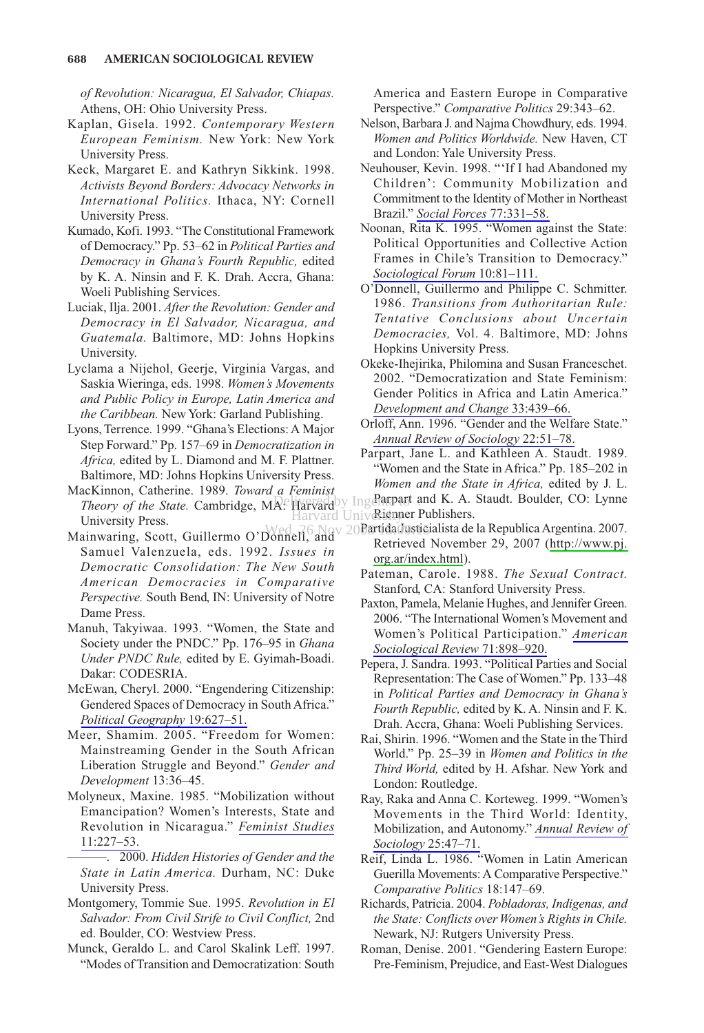of Revolution: Nicaragua, El Salvador, Chiapas. Athens, OH: Ohio University Press.

Kaplan, Gisela. 1992. *Contemporary Western European Feminism.* New York: New York University Press.

Keck, Margaret E. and Kathryn Sikkink. 1998. *Activists Beyond Borders: Advocacy Networks in International Politics.* Ithaca, NY: Cornell University Press.

Kumado, Kofi. 1993. "The Constitutional Framework of Democracy." Pp. 53–62 in *Political Parties and Democracy in Ghana's Fourth Republic,* edited by K. A. Ninsin and F. K. Drah. Accra, Ghana: Woeli Publishing Services.

Luciak, Ilja. 2001. *After the Revolution: Gender and Democracy in El Salvador, Nicaragua, and Guatemala.* Baltimore, MD: Johns Hopkins University.

Lyclama a Nijehol, Geerje, Virginia Vargas, and Saskia Wieringa, eds. 1998. *Women's Movements and Public Policy in Europe, Latin America and the Caribbean.* New York: Garland Publishing.

Lyons, Terrence. 1999. "Ghana's Elections: A Major Step Forward." Pp. 157–69 in *Democratization in Africa,* edited by L. Diamond and M. F. Plattner. Baltimore, MD: Johns Hopkins University Press.

MacKinnon, Catherine. 1989. *Toward a Feminist Theory of the State.* Cambridge, MA: Harvard University Press.

Mainwaring, Scott, Guillermo O'Donnell, and Samuel Valenzuela, eds. 1992. *Issues in Democratic Consolidation: The New South American Democracies in Comparative Perspective.* South Bend, IN: University of Notre Dame Press.

Manuh, Takyiwaa. 1993. "Women, the State and Society under the PNDC." Pp. 176–95 in *Ghana Under PNDC Rule,* edited by E. Gyimah-Boadi. Dakar: CODESRIA.

McEwan, Cheryl. 2000. "Engendering Citizenship: Gendered Spaces of Democracy in South Africa." *Political Geography* 19:627–51.

Meer, Shamim. 2005. "Freedom for Women: Mainstreaming Gender in the South African Liberation Struggle and Beyond." *Gender and Development* 13:36–45.

Molyneux, Maxine. 1985. "Mobilization without Emancipation? Women's Interests, State and Revolution in Nicaragua." *Feminist Studies* 11:227–53.

———. 2000. *Hidden Histories of Gender and the State in Latin America.* Durham, NC: Duke University Press.

Montgomery, Tommie Sue. 1995. *Revolution in El Salvador: From Civil Strife to Civil Conflict,* 2nd ed. Boulder, CO: Westview Press.

Munck, Geraldo L. and Carol Skalink Leff. 1997. "Modes of Transition and Democratization: South America and Eastern Europe in Comparative Perspective." *Comparative Politics* 29:343–62.

Nelson, Barbara J. and Najma Chowdhury, eds. 1994. *Women and Politics Worldwide.* New Haven, CT and London: Yale University Press.

Neuhouser, Kevin. 1998. "'If I had Abandoned my Children': Community Mobilization and Commitment to the Identity of Mother in Northeast Brazil." *Social Forces* 77:331–58.

Noonan, Rita K. 1995. "Women against the State: Political Opportunities and Collective Action Frames in Chile's Transition to Democracy." *Sociological Forum* 10:81–111.

O'Donnell, Guillermo and Philippe C. Schmitter. 1986. *Transitions from Authoritarian Rule: Tentative Conclusions about Uncertain Democracies,* Vol. 4. Baltimore, MD: Johns Hopkins University Press.

Okeke-Ihejirika, Philomina and Susan Franceschet. 2002. "Democratization and State Feminism: Gender Politics in Africa and Latin America." *Development and Change* 33:439–66.

Orloff, Ann. 1996. "Gender and the Welfare State." *Annual Review of Sociology* 22:51–78.

Parpart, Jane L. and Kathleen A. Staudt. 1989. "Women and the State in Africa." Pp. 185–202 in *Women and the State in Africa,* edited by J. L. Parpart and K. A. Staudt. Boulder, CO: Lynne Rienner Publishers.

Partida Justicialista de la Republica Argentina. 2007. Retrieved November 29, 2007 (http://www.pj.org.ar/index.html).

Pateman, Carole. 1988. *The Sexual Contract.* Stanford, CA: Stanford University Press.

Paxton, Pamela, Melanie Hughes, and Jennifer Green. 2006. "The International Women's Movement and Women's Political Participation." *American Sociological Review* 71:898–920.

Pepera, J. Sandra. 1993. "Political Parties and Social Representation: The Case of Women." Pp. 133–48 in *Political Parties and Democracy in Ghana's Fourth Republic,* edited by K. A. Ninsin and F. K. Drah. Accra, Ghana: Woeli Publishing Services.

Rai, Shirin. 1996. "Women and the State in the Third World." Pp. 25–39 in *Women and Politics in the Third World,* edited by H. Afshar. New York and London: Routledge.

Ray, Raka and Anna C. Korteweg. 1999. "Women's Movements in the Third World: Identity, Mobilization, and Autonomy." *Annual Review of Sociology* 25:47–71.

Reif, Linda L. 1986. "Women in Latin American Guerilla Movements: A Comparative Perspective." *Comparative Politics* 18:147–69.

Richards, Patricia. 2004. *Pobladoras, Indigenas, and the State: Conflicts over Women's Rights in Chile.* Newark, NJ: Rutgers University Press.

Roman, Denise. 2001. "Gendering Eastern Europe: Pre-Feminism, Prejudice, and East-West Dialogues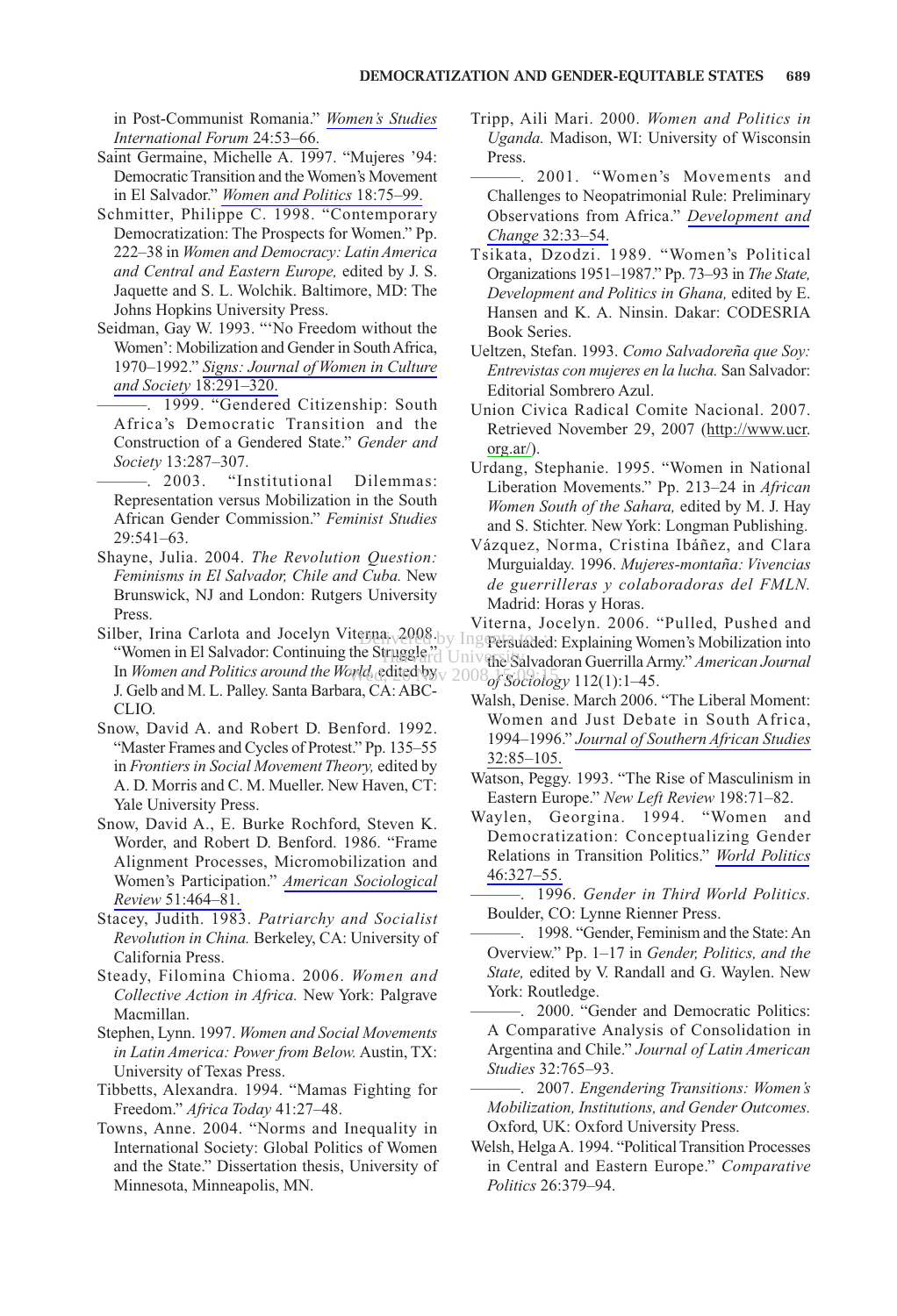in Post-Communist Romania." *Women's Studies International Forum* 24:53–66.

Saint Germaine, Michelle A. 1997. "Mujeres '94: Democratic Transition and the Women's Movement in El Salvador." *Women and Politics* 18:75–99.

Schmitter, Philippe C. 1998. "Contemporary Democratization: The Prospects for Women." Pp. 222–38 in *Women and Democracy: Latin America and Central and Eastern Europe,* edited by J. S. Jaquette and S. L. Wolchik. Baltimore, MD: The Johns Hopkins University Press.

Seidman, Gay W. 1993. "'No Freedom without the Women': Mobilization and Gender in South Africa, 1970–1992." *Signs: Journal of Women in Culture and Society* 18:291–320.

———. 1999. "Gendered Citizenship: South Africa's Democratic Transition and the Construction of a Gendered State." *Gender and Society* 13:287–307.

———. 2003. "Institutional Dilemmas: Representation versus Mobilization in the South African Gender Commission." *Feminist Studies* 29:541–63.

Shayne, Julia. 2004. *The Revolution Question: Feminisms in El Salvador, Chile and Cuba.* New Brunswick, NJ and London: Rutgers University Press.

Silber, Irina Carlota and Jocelyn Viterna. 2008. "Women in El Salvador: Continuing the Struggle." In *Women and Politics around the World,* edited by J. Gelb and M. L. Palley. Santa Barbara, CA: ABC-CLIO.

Snow, David A. and Robert D. Benford. 1992. "Master Frames and Cycles of Protest." Pp. 135–55 in *Frontiers in Social Movement Theory,* edited by A. D. Morris and C. M. Mueller. New Haven, CT: Yale University Press.

Snow, David A., E. Burke Rochford, Steven K. Worder, and Robert D. Benford. 1986. "Frame Alignment Processes, Micromobilization and Women's Participation." *American Sociological Review* 51:464–81.

Stacey, Judith. 1983. *Patriarchy and Socialist Revolution in China.* Berkeley, CA: University of California Press.

Steady, Filomina Chioma. 2006. *Women and Collective Action in Africa.* New York: Palgrave Macmillan.

Stephen, Lynn. 1997. *Women and Social Movements in Latin America: Power from Below.* Austin, TX: University of Texas Press.

Tibbetts, Alexandra. 1994. "Mamas Fighting for Freedom." *Africa Today* 41:27–48.

Towns, Anne. 2004. "Norms and Inequality in International Society: Global Politics of Women and the State." Dissertation thesis, University of Minnesota, Minneapolis, MN.

Tripp, Aili Mari. 2000. *Women and Politics in Uganda.* Madison, WI: University of Wisconsin Press.

———. 2001. "Women's Movements and Challenges to Neopatrimonial Rule: Preliminary Observations from Africa." *Development and Change* 32:33–54.

Tsikata, Dzodzi. 1989. "Women's Political Organizations 1951–1987." Pp. 73–93 in *The State, Development and Politics in Ghana,* edited by E. Hansen and K. A. Ninsin. Dakar: CODESRIA Book Series.

Ueltzen, Stefan. 1993. *Como Salvadoreña que Soy: Entrevistas con mujeres en la lucha.* San Salvador: Editorial Sombrero Azul.

Union Civica Radical Comite Nacional. 2007. Retrieved November 29, 2007 (http://www.ucr.org.ar/).

Urdang, Stephanie. 1995. "Women in National Liberation Movements." Pp. 213–24 in *African Women South of the Sahara,* edited by M. J. Hay and S. Stichter. New York: Longman Publishing.

Vázquez, Norma, Cristina Ibáñez, and Clara Murguialday. 1996. *Mujeres-montaña: Vivencias de guerrilleras y colaboradoras del FMLN.* Madrid: Horas y Horas.

Viterna, Jocelyn. 2006. "Pulled, Pushed and Persuaded: Explaining Women's Mobilization into the Salvadoran Guerrilla Army." *American Journal of Sociology* 112(1):1–45.

Walsh, Denise. March 2006. "The Liberal Moment: Women and Just Debate in South Africa, 1994–1996." *Journal of Southern African Studies* 32:85–105.

Watson, Peggy. 1993. "The Rise of Masculinism in Eastern Europe." *New Left Review* 198:71–82.

Waylen, Georgina. 1994. "Women and Democratization: Conceptualizing Gender Relations in Transition Politics." *World Politics* 46:327–55.

———. 1996. *Gender in Third World Politics.* Boulder, CO: Lynne Rienner Press.

———. 1998. "Gender, Feminism and the State: An Overview." Pp. 1–17 in *Gender, Politics, and the State,* edited by V. Randall and G. Waylen. New York: Routledge.

———. 2000. "Gender and Democratic Politics: A Comparative Analysis of Consolidation in Argentina and Chile." *Journal of Latin American Studies* 32:765–93.

———. 2007. *Engendering Transitions: Women's Mobilization, Institutions, and Gender Outcomes.* Oxford, UK: Oxford University Press.

Welsh, Helga A. 1994. "Political Transition Processes in Central and Eastern Europe." *Comparative Politics* 26:379–94.